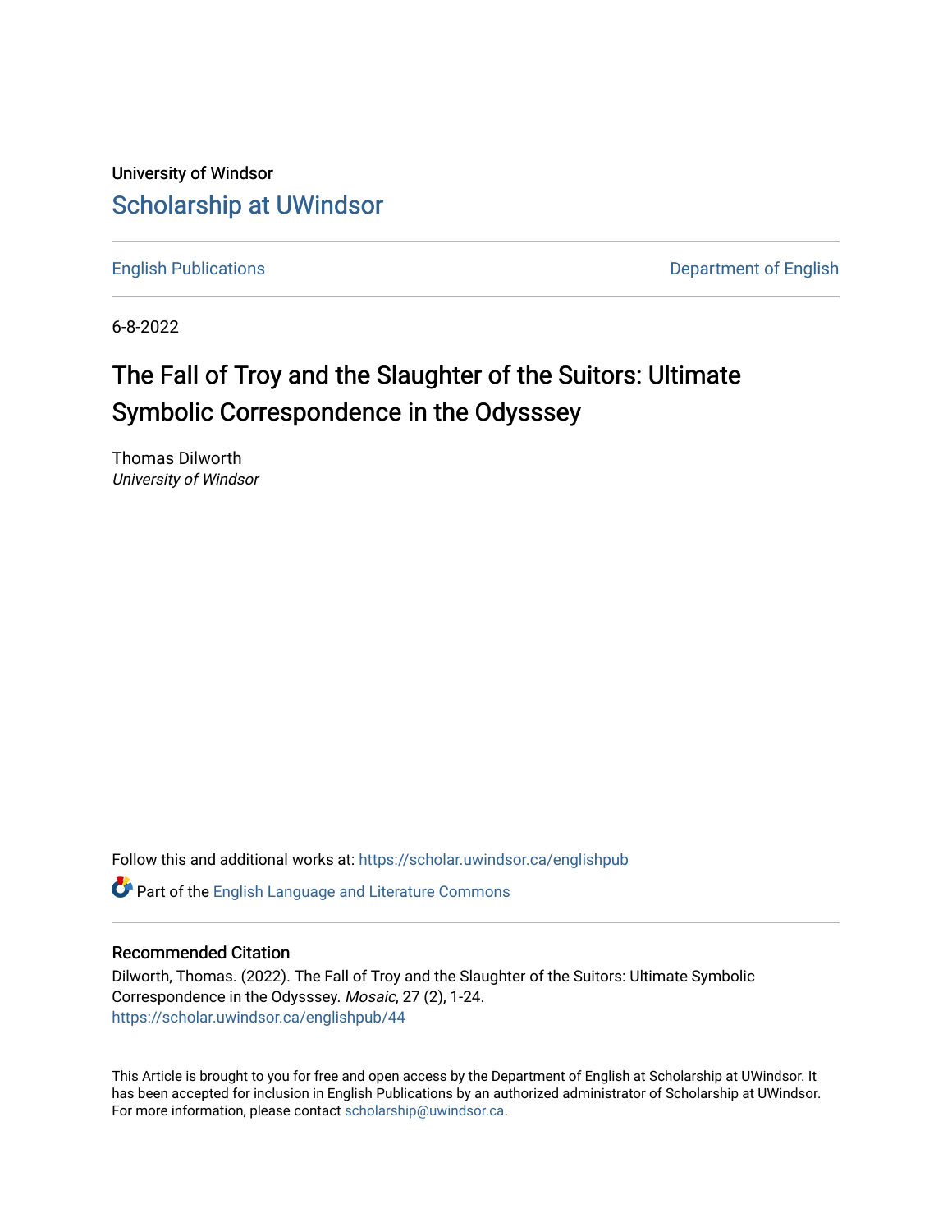University of Windsor

Scholarship at UWindsor

English Publications | Department of English

6-8-2022

# The Fall of Troy and the Slaughter of the Suitors: Ultimate Symbolic Correspondence in the Odysssey

Thomas Dilworth
*University of Windsor*

Follow this and additional works at: https://scholar.uwindsor.ca/englishpub

Part of the English Language and Literature Commons

### Recommended Citation

Dilworth, Thomas. (2022). The Fall of Troy and the Slaughter of the Suitors: Ultimate Symbolic Correspondence in the Odysssey. *Mosaic*, 27 (2), 1-24.
https://scholar.uwindsor.ca/englishpub/44

This Article is brought to you for free and open access by the Department of English at Scholarship at UWindsor. It has been accepted for inclusion in English Publications by an authorized administrator of Scholarship at UWindsor. For more information, please contact scholarship@uwindsor.ca.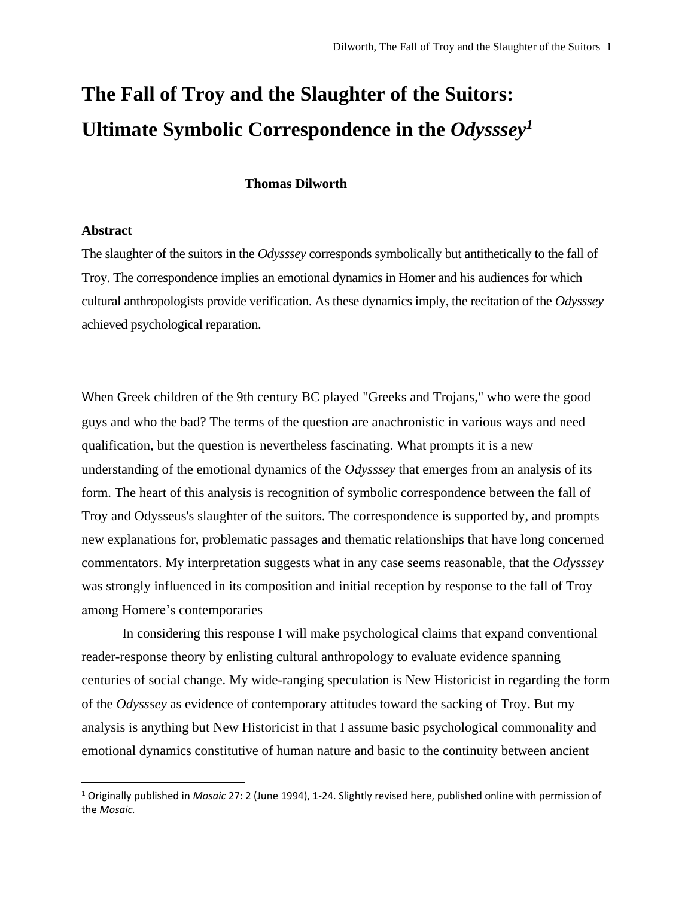# The Fall of Troy and the Slaughter of the Suitors: Ultimate Symbolic Correspondence in the *Odysssey*[1]

**Thomas Dilworth**

### Abstract

The slaughter of the suitors in the *Odysssey* corresponds symbolically but antithetically to the fall of Troy. The correspondence implies an emotional dynamics in Homer and his audiences for which cultural anthropologists provide verification. As these dynamics imply, the recitation of the *Odysssey* achieved psychological reparation.

When Greek children of the 9th century BC played "Greeks and Trojans," who were the good guys and who the bad? The terms of the question are anachronistic in various ways and need qualification, but the question is nevertheless fascinating. What prompts it is a new understanding of the emotional dynamics of the *Odysssey* that emerges from an analysis of its form. The heart of this analysis is recognition of symbolic correspondence between the fall of Troy and Odysseus's slaughter of the suitors. The correspondence is supported by, and prompts new explanations for, problematic passages and thematic relationships that have long concerned commentators. My interpretation suggests what in any case seems reasonable, that the *Odysssey* was strongly influenced in its composition and initial reception by response to the fall of Troy among Homere's contemporaries

In considering this response I will make psychological claims that expand conventional reader-response theory by enlisting cultural anthropology to evaluate evidence spanning centuries of social change. My wide-ranging speculation is New Historicist in regarding the form of the *Odysssey* as evidence of contemporary attitudes toward the sacking of Troy. But my analysis is anything but New Historicist in that I assume basic psychological commonality and emotional dynamics constitutive of human nature and basic to the continuity between ancient

[1] Originally published in *Mosaic* 27: 2 (June 1994), 1-24. Slightly revised here, published online with permission of the *Mosaic.*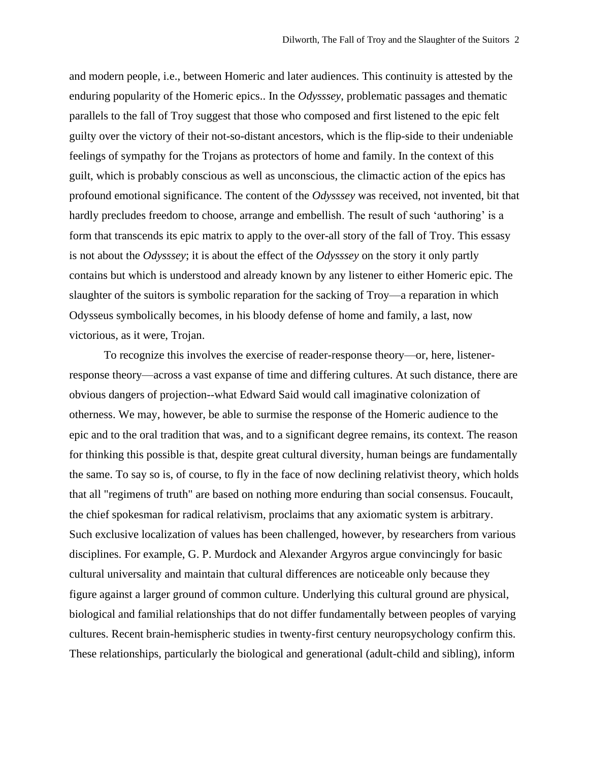and modern people, i.e., between Homeric and later audiences. This continuity is attested by the enduring popularity of the Homeric epics.. In the *Odysssey*, problematic passages and thematic parallels to the fall of Troy suggest that those who composed and first listened to the epic felt guilty over the victory of their not-so-distant ancestors, which is the flip-side to their undeniable feelings of sympathy for the Trojans as protectors of home and family. In the context of this guilt, which is probably conscious as well as unconscious, the climactic action of the epics has profound emotional significance. The content of the *Odysssey* was received, not invented, bit that hardly precludes freedom to choose, arrange and embellish. The result of such 'authoring' is a form that transcends its epic matrix to apply to the over-all story of the fall of Troy. This essay is not about the *Odysssey*; it is about the effect of the *Odysssey* on the story it only partly contains but which is understood and already known by any listener to either Homeric epic. The slaughter of the suitors is symbolic reparation for the sacking of Troy—a reparation in which Odysseus symbolically becomes, in his bloody defense of home and family, a last, now victorious, as it were, Trojan.

To recognize this involves the exercise of reader-response theory—or, here, listener-response theory—across a vast expanse of time and differing cultures. At such distance, there are obvious dangers of projection--what Edward Said would call imaginative colonization of otherness. We may, however, be able to surmise the response of the Homeric audience to the epic and to the oral tradition that was, and to a significant degree remains, its context. The reason for thinking this possible is that, despite great cultural diversity, human beings are fundamentally the same. To say so is, of course, to fly in the face of now declining relativist theory, which holds that all "regimens of truth" are based on nothing more enduring than social consensus. Foucault, the chief spokesman for radical relativism, proclaims that any axiomatic system is arbitrary. Such exclusive localization of values has been challenged, however, by researchers from various disciplines. For example, G. P. Murdock and Alexander Argyros argue convincingly for basic cultural universality and maintain that cultural differences are noticeable only because they figure against a larger ground of common culture. Underlying this cultural ground are physical, biological and familial relationships that do not differ fundamentally between peoples of varying cultures. Recent brain-hemispheric studies in twenty-first century neuropsychology confirm this. These relationships, particularly the biological and generational (adult-child and sibling), inform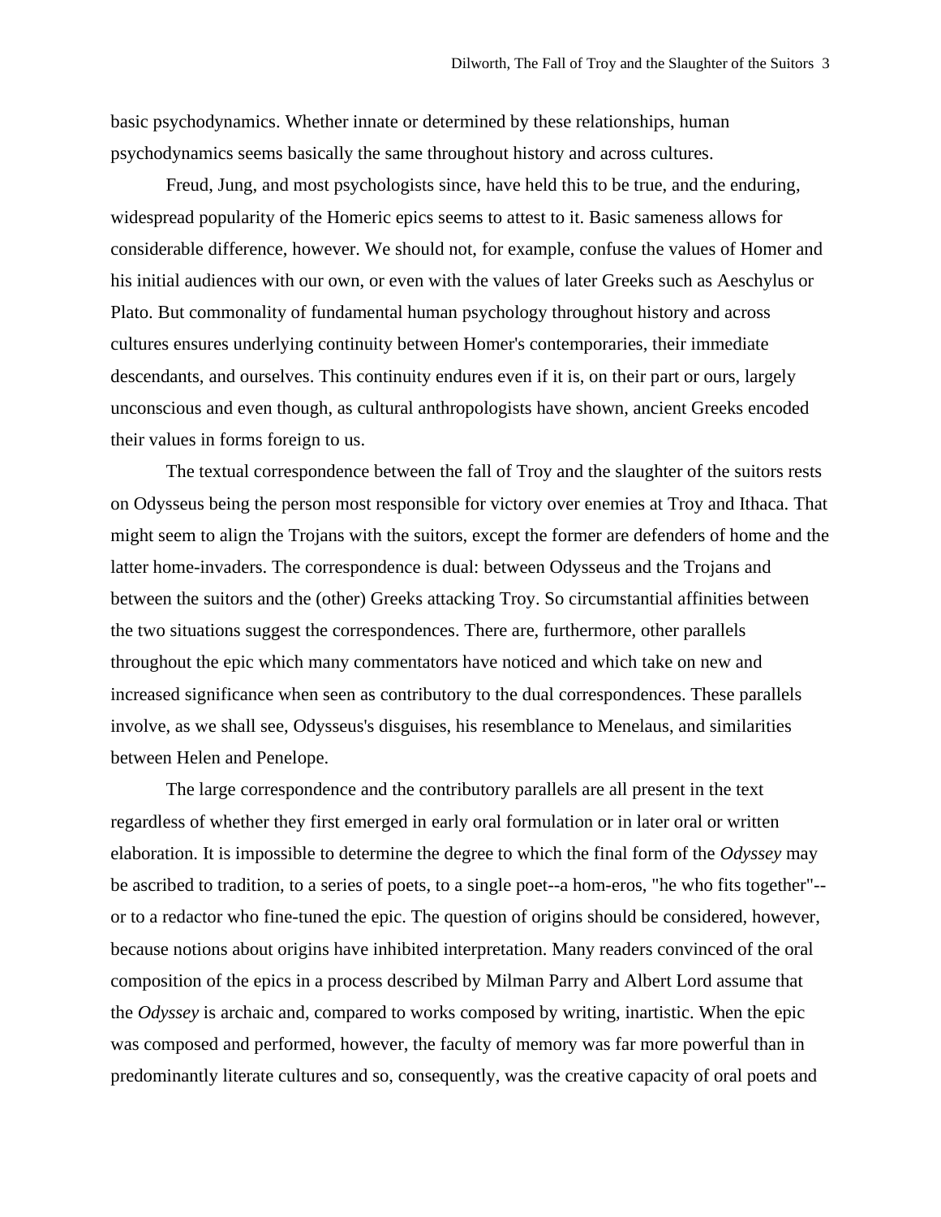basic psychodynamics. Whether innate or determined by these relationships, human psychodynamics seems basically the same throughout history and across cultures.

Freud, Jung, and most psychologists since, have held this to be true, and the enduring, widespread popularity of the Homeric epics seems to attest to it. Basic sameness allows for considerable difference, however. We should not, for example, confuse the values of Homer and his initial audiences with our own, or even with the values of later Greeks such as Aeschylus or Plato. But commonality of fundamental human psychology throughout history and across cultures ensures underlying continuity between Homer's contemporaries, their immediate descendants, and ourselves. This continuity endures even if it is, on their part or ours, largely unconscious and even though, as cultural anthropologists have shown, ancient Greeks encoded their values in forms foreign to us.

The textual correspondence between the fall of Troy and the slaughter of the suitors rests on Odysseus being the person most responsible for victory over enemies at Troy and Ithaca. That might seem to align the Trojans with the suitors, except the former are defenders of home and the latter home-invaders. The correspondence is dual: between Odysseus and the Trojans and between the suitors and the (other) Greeks attacking Troy. So circumstantial affinities between the two situations suggest the correspondences. There are, furthermore, other parallels throughout the epic which many commentators have noticed and which take on new and increased significance when seen as contributory to the dual correspondences. These parallels involve, as we shall see, Odysseus's disguises, his resemblance to Menelaus, and similarities between Helen and Penelope.

The large correspondence and the contributory parallels are all present in the text regardless of whether they first emerged in early oral formulation or in later oral or written elaboration. It is impossible to determine the degree to which the final form of the *Odyssey* may be ascribed to tradition, to a series of poets, to a single poet--a hom-eros, "he who fits together"--or to a redactor who fine-tuned the epic. The question of origins should be considered, however, because notions about origins have inhibited interpretation. Many readers convinced of the oral composition of the epics in a process described by Milman Parry and Albert Lord assume that the *Odyssey* is archaic and, compared to works composed by writing, inartistic. When the epic was composed and performed, however, the faculty of memory was far more powerful than in predominantly literate cultures and so, consequently, was the creative capacity of oral poets and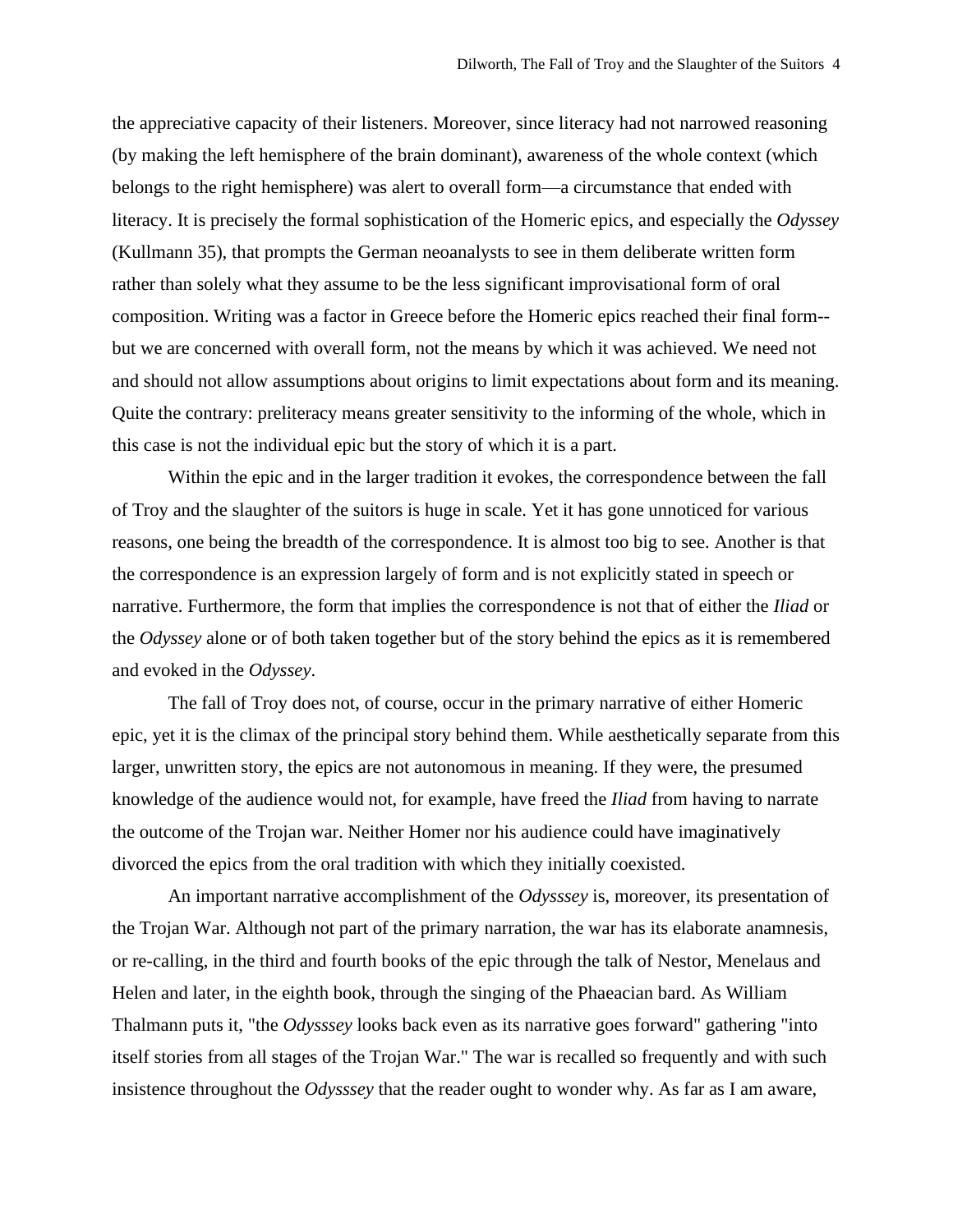the appreciative capacity of their listeners. Moreover, since literacy had not narrowed reasoning (by making the left hemisphere of the brain dominant), awareness of the whole context (which belongs to the right hemisphere) was alert to overall form—a circumstance that ended with literacy. It is precisely the formal sophistication of the Homeric epics, and especially the *Odyssey* (Kullmann 35), that prompts the German neoanalysts to see in them deliberate written form rather than solely what they assume to be the less significant improvisational form of oral composition. Writing was a factor in Greece before the Homeric epics reached their final form--but we are concerned with overall form, not the means by which it was achieved. We need not and should not allow assumptions about origins to limit expectations about form and its meaning. Quite the contrary: preliteracy means greater sensitivity to the informing of the whole, which in this case is not the individual epic but the story of which it is a part.

Within the epic and in the larger tradition it evokes, the correspondence between the fall of Troy and the slaughter of the suitors is huge in scale. Yet it has gone unnoticed for various reasons, one being the breadth of the correspondence. It is almost too big to see. Another is that the correspondence is an expression largely of form and is not explicitly stated in speech or narrative. Furthermore, the form that implies the correspondence is not that of either the *Iliad* or the *Odyssey* alone or of both taken together but of the story behind the epics as it is remembered and evoked in the *Odyssey*.

The fall of Troy does not, of course, occur in the primary narrative of either Homeric epic, yet it is the climax of the principal story behind them. While aesthetically separate from this larger, unwritten story, the epics are not autonomous in meaning. If they were, the presumed knowledge of the audience would not, for example, have freed the *Iliad* from having to narrate the outcome of the Trojan war. Neither Homer nor his audience could have imaginatively divorced the epics from the oral tradition with which they initially coexisted.

An important narrative accomplishment of the *Odysssey* is, moreover, its presentation of the Trojan War. Although not part of the primary narration, the war has its elaborate anamnesis, or re-calling, in the third and fourth books of the epic through the talk of Nestor, Menelaus and Helen and later, in the eighth book, through the singing of the Phaeacian bard. As William Thalmann puts it, "the *Odysssey* looks back even as its narrative goes forward" gathering "into itself stories from all stages of the Trojan War." The war is recalled so frequently and with such insistence throughout the *Odysssey* that the reader ought to wonder why. As far as I am aware,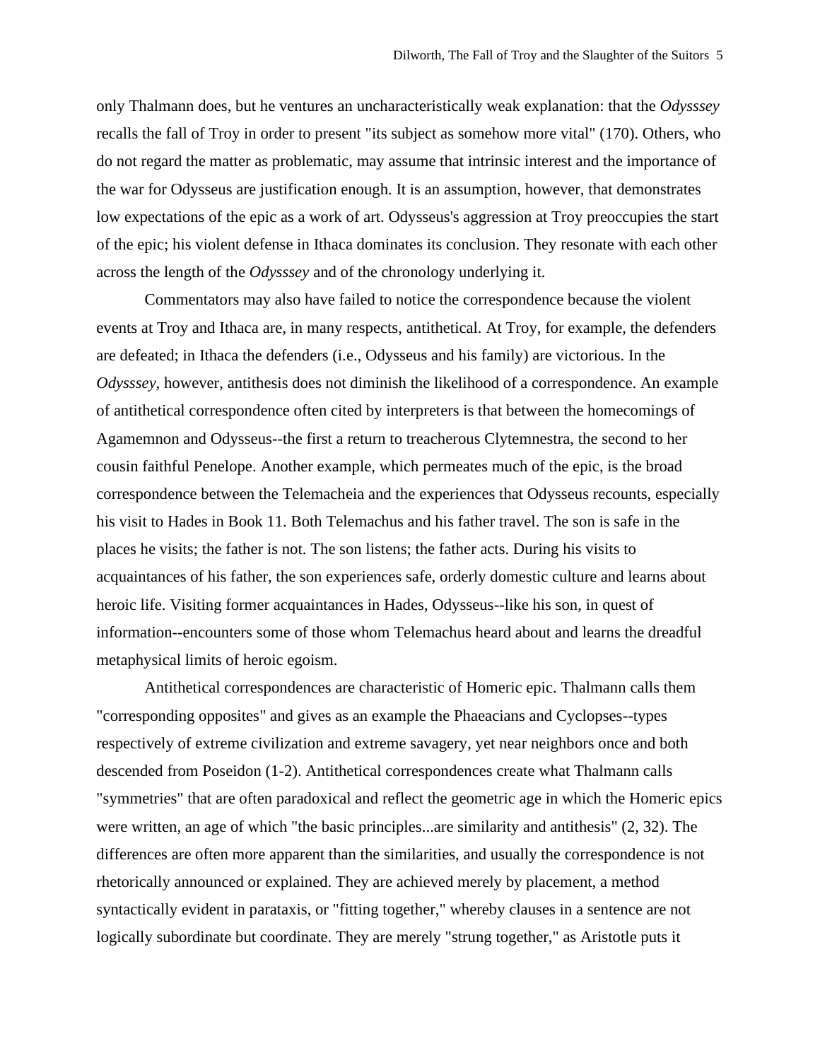only Thalmann does, but he ventures an uncharacteristically weak explanation: that the *Odysssey* recalls the fall of Troy in order to present "its subject as somehow more vital" (170). Others, who do not regard the matter as problematic, may assume that intrinsic interest and the importance of the war for Odysseus are justification enough. It is an assumption, however, that demonstrates low expectations of the epic as a work of art. Odysseus's aggression at Troy preoccupies the start of the epic; his violent defense in Ithaca dominates its conclusion. They resonate with each other across the length of the *Odysssey* and of the chronology underlying it.

Commentators may also have failed to notice the correspondence because the violent events at Troy and Ithaca are, in many respects, antithetical. At Troy, for example, the defenders are defeated; in Ithaca the defenders (i.e., Odysseus and his family) are victorious. In the *Odysssey*, however, antithesis does not diminish the likelihood of a correspondence. An example of antithetical correspondence often cited by interpreters is that between the homecomings of Agamemnon and Odysseus--the first a return to treacherous Clytemnestra, the second to her cousin faithful Penelope. Another example, which permeates much of the epic, is the broad correspondence between the Telemacheia and the experiences that Odysseus recounts, especially his visit to Hades in Book 11. Both Telemachus and his father travel. The son is safe in the places he visits; the father is not. The son listens; the father acts. During his visits to acquaintances of his father, the son experiences safe, orderly domestic culture and learns about heroic life. Visiting former acquaintances in Hades, Odysseus--like his son, in quest of information--encounters some of those whom Telemachus heard about and learns the dreadful metaphysical limits of heroic egoism.

Antithetical correspondences are characteristic of Homeric epic. Thalmann calls them "corresponding opposites" and gives as an example the Phaeacians and Cyclopses--types respectively of extreme civilization and extreme savagery, yet near neighbors once and both descended from Poseidon (1-2). Antithetical correspondences create what Thalmann calls "symmetries" that are often paradoxical and reflect the geometric age in which the Homeric epics were written, an age of which "the basic principles...are similarity and antithesis" (2, 32). The differences are often more apparent than the similarities, and usually the correspondence is not rhetorically announced or explained. They are achieved merely by placement, a method syntactically evident in parataxis, or "fitting together," whereby clauses in a sentence are not logically subordinate but coordinate. They are merely "strung together," as Aristotle puts it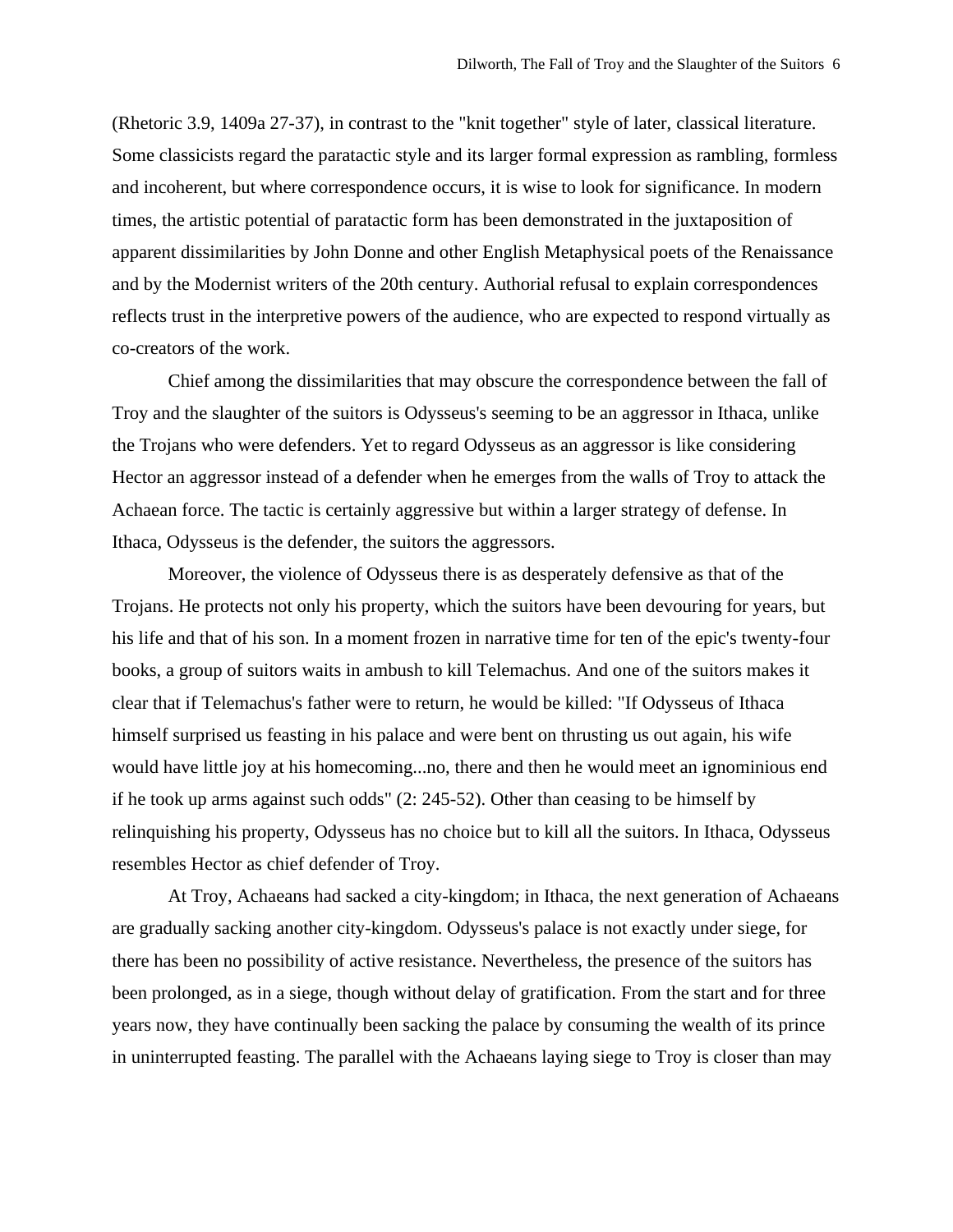(Rhetoric 3.9, 1409a 27-37), in contrast to the "knit together" style of later, classical literature. Some classicists regard the paratactic style and its larger formal expression as rambling, formless and incoherent, but where correspondence occurs, it is wise to look for significance. In modern times, the artistic potential of paratactic form has been demonstrated in the juxtaposition of apparent dissimilarities by John Donne and other English Metaphysical poets of the Renaissance and by the Modernist writers of the 20th century. Authorial refusal to explain correspondences reflects trust in the interpretive powers of the audience, who are expected to respond virtually as co-creators of the work.

Chief among the dissimilarities that may obscure the correspondence between the fall of Troy and the slaughter of the suitors is Odysseus's seeming to be an aggressor in Ithaca, unlike the Trojans who were defenders. Yet to regard Odysseus as an aggressor is like considering Hector an aggressor instead of a defender when he emerges from the walls of Troy to attack the Achaean force. The tactic is certainly aggressive but within a larger strategy of defense. In Ithaca, Odysseus is the defender, the suitors the aggressors.

Moreover, the violence of Odysseus there is as desperately defensive as that of the Trojans. He protects not only his property, which the suitors have been devouring for years, but his life and that of his son. In a moment frozen in narrative time for ten of the epic's twenty-four books, a group of suitors waits in ambush to kill Telemachus. And one of the suitors makes it clear that if Telemachus's father were to return, he would be killed: "If Odysseus of Ithaca himself surprised us feasting in his palace and were bent on thrusting us out again, his wife would have little joy at his homecoming...no, there and then he would meet an ignominious end if he took up arms against such odds" (2: 245-52). Other than ceasing to be himself by relinquishing his property, Odysseus has no choice but to kill all the suitors. In Ithaca, Odysseus resembles Hector as chief defender of Troy.

At Troy, Achaeans had sacked a city-kingdom; in Ithaca, the next generation of Achaeans are gradually sacking another city-kingdom. Odysseus's palace is not exactly under siege, for there has been no possibility of active resistance. Nevertheless, the presence of the suitors has been prolonged, as in a siege, though without delay of gratification. From the start and for three years now, they have continually been sacking the palace by consuming the wealth of its prince in uninterrupted feasting. The parallel with the Achaeans laying siege to Troy is closer than may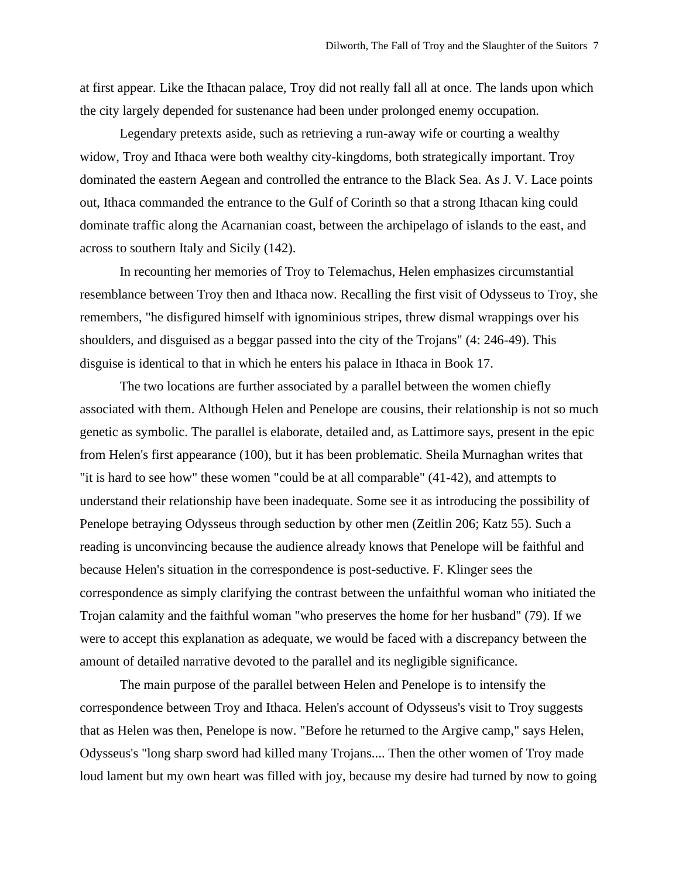at first appear. Like the Ithacan palace, Troy did not really fall all at once. The lands upon which the city largely depended for sustenance had been under prolonged enemy occupation.

Legendary pretexts aside, such as retrieving a run-away wife or courting a wealthy widow, Troy and Ithaca were both wealthy city-kingdoms, both strategically important. Troy dominated the eastern Aegean and controlled the entrance to the Black Sea. As J. V. Lace points out, Ithaca commanded the entrance to the Gulf of Corinth so that a strong Ithacan king could dominate traffic along the Acarnanian coast, between the archipelago of islands to the east, and across to southern Italy and Sicily (142).

In recounting her memories of Troy to Telemachus, Helen emphasizes circumstantial resemblance between Troy then and Ithaca now. Recalling the first visit of Odysseus to Troy, she remembers, "he disfigured himself with ignominious stripes, threw dismal wrappings over his shoulders, and disguised as a beggar passed into the city of the Trojans" (4: 246-49). This disguise is identical to that in which he enters his palace in Ithaca in Book 17.

The two locations are further associated by a parallel between the women chiefly associated with them. Although Helen and Penelope are cousins, their relationship is not so much genetic as symbolic. The parallel is elaborate, detailed and, as Lattimore says, present in the epic from Helen's first appearance (100), but it has been problematic. Sheila Murnaghan writes that "it is hard to see how" these women "could be at all comparable" (41-42), and attempts to understand their relationship have been inadequate. Some see it as introducing the possibility of Penelope betraying Odysseus through seduction by other men (Zeitlin 206; Katz 55). Such a reading is unconvincing because the audience already knows that Penelope will be faithful and because Helen's situation in the correspondence is post-seductive. F. Klinger sees the correspondence as simply clarifying the contrast between the unfaithful woman who initiated the Trojan calamity and the faithful woman "who preserves the home for her husband" (79). If we were to accept this explanation as adequate, we would be faced with a discrepancy between the amount of detailed narrative devoted to the parallel and its negligible significance.

The main purpose of the parallel between Helen and Penelope is to intensify the correspondence between Troy and Ithaca. Helen's account of Odysseus's visit to Troy suggests that as Helen was then, Penelope is now. "Before he returned to the Argive camp," says Helen, Odysseus's "long sharp sword had killed many Trojans.... Then the other women of Troy made loud lament but my own heart was filled with joy, because my desire had turned by now to going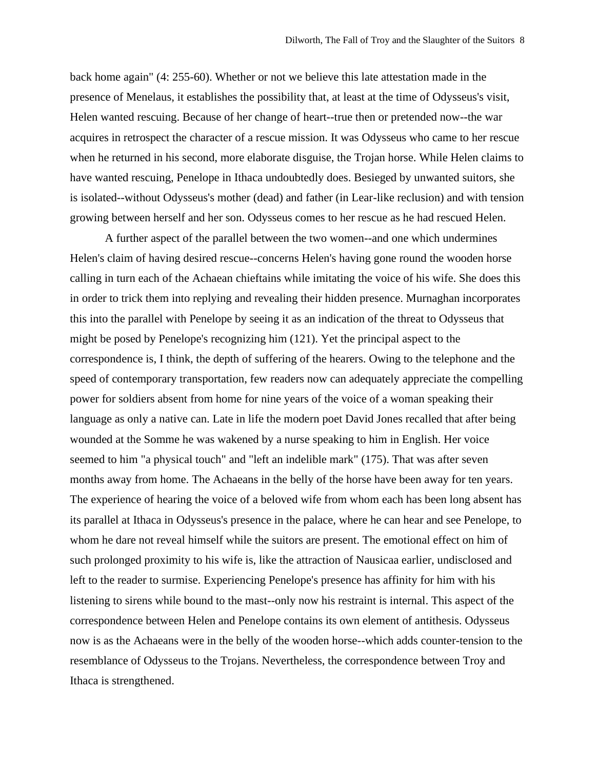back home again" (4: 255-60). Whether or not we believe this late attestation made in the presence of Menelaus, it establishes the possibility that, at least at the time of Odysseus's visit, Helen wanted rescuing. Because of her change of heart--true then or pretended now--the war acquires in retrospect the character of a rescue mission. It was Odysseus who came to her rescue when he returned in his second, more elaborate disguise, the Trojan horse. While Helen claims to have wanted rescuing, Penelope in Ithaca undoubtedly does. Besieged by unwanted suitors, she is isolated--without Odysseus's mother (dead) and father (in Lear-like reclusion) and with tension growing between herself and her son. Odysseus comes to her rescue as he had rescued Helen.

A further aspect of the parallel between the two women--and one which undermines Helen's claim of having desired rescue--concerns Helen's having gone round the wooden horse calling in turn each of the Achaean chieftains while imitating the voice of his wife. She does this in order to trick them into replying and revealing their hidden presence. Murnaghan incorporates this into the parallel with Penelope by seeing it as an indication of the threat to Odysseus that might be posed by Penelope's recognizing him (121). Yet the principal aspect to the correspondence is, I think, the depth of suffering of the hearers. Owing to the telephone and the speed of contemporary transportation, few readers now can adequately appreciate the compelling power for soldiers absent from home for nine years of the voice of a woman speaking their language as only a native can. Late in life the modern poet David Jones recalled that after being wounded at the Somme he was wakened by a nurse speaking to him in English. Her voice seemed to him "a physical touch" and "left an indelible mark" (175). That was after seven months away from home. The Achaeans in the belly of the horse have been away for ten years. The experience of hearing the voice of a beloved wife from whom each has been long absent has its parallel at Ithaca in Odysseus's presence in the palace, where he can hear and see Penelope, to whom he dare not reveal himself while the suitors are present. The emotional effect on him of such prolonged proximity to his wife is, like the attraction of Nausicaa earlier, undisclosed and left to the reader to surmise. Experiencing Penelope's presence has affinity for him with his listening to sirens while bound to the mast--only now his restraint is internal. This aspect of the correspondence between Helen and Penelope contains its own element of antithesis. Odysseus now is as the Achaeans were in the belly of the wooden horse--which adds counter-tension to the resemblance of Odysseus to the Trojans. Nevertheless, the correspondence between Troy and Ithaca is strengthened.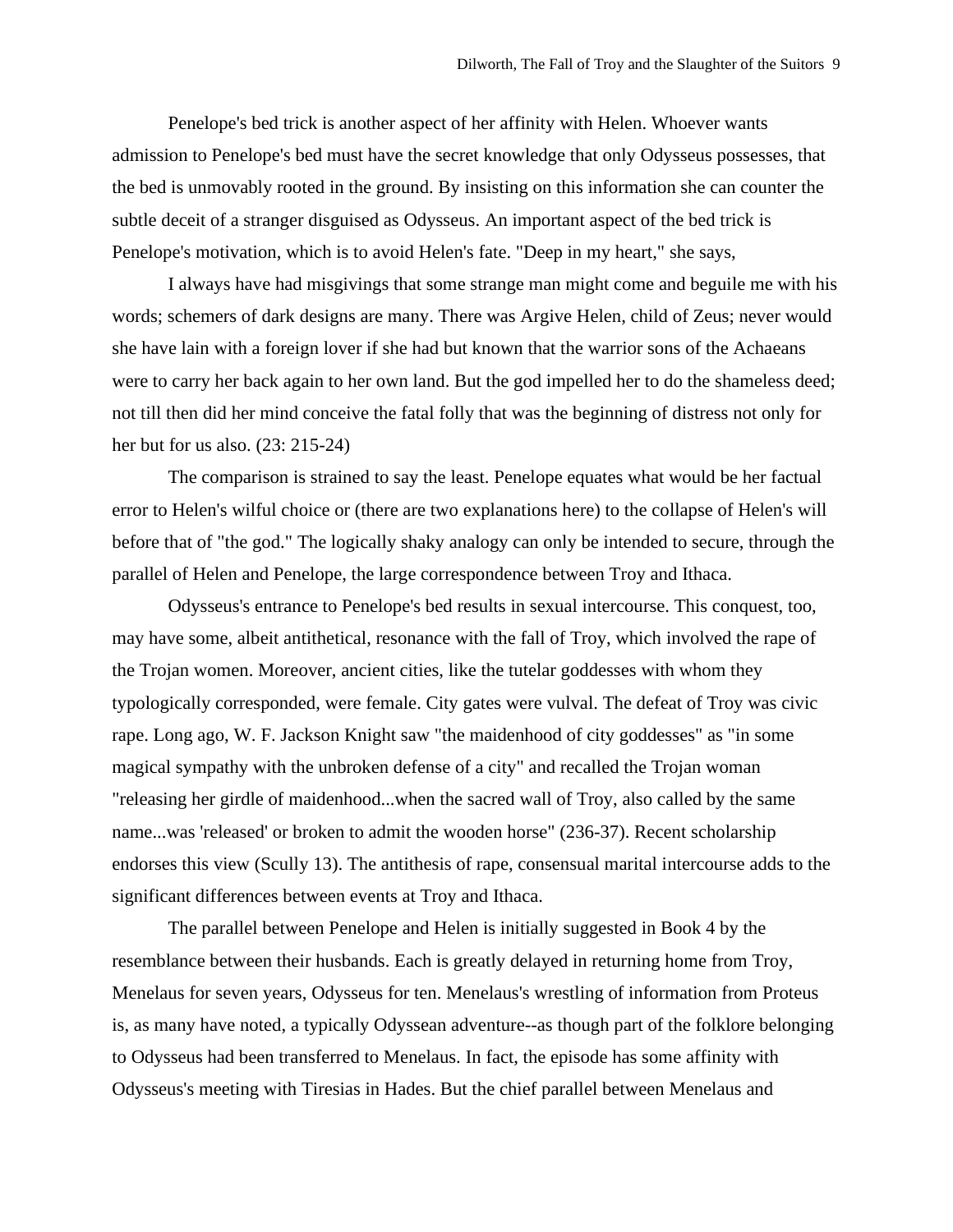Penelope's bed trick is another aspect of her affinity with Helen. Whoever wants admission to Penelope's bed must have the secret knowledge that only Odysseus possesses, that the bed is unmovably rooted in the ground. By insisting on this information she can counter the subtle deceit of a stranger disguised as Odysseus. An important aspect of the bed trick is Penelope's motivation, which is to avoid Helen's fate. "Deep in my heart," she says,

> I always have had misgivings that some strange man might come and beguile me with his words; schemers of dark designs are many. There was Argive Helen, child of Zeus; never would she have lain with a foreign lover if she had but known that the warrior sons of the Achaeans were to carry her back again to her own land. But the god impelled her to do the shameless deed; not till then did her mind conceive the fatal folly that was the beginning of distress not only for her but for us also. (23: 215-24)

The comparison is strained to say the least. Penelope equates what would be her factual error to Helen's wilful choice or (there are two explanations here) to the collapse of Helen's will before that of "the god." The logically shaky analogy can only be intended to secure, through the parallel of Helen and Penelope, the large correspondence between Troy and Ithaca.

Odysseus's entrance to Penelope's bed results in sexual intercourse. This conquest, too, may have some, albeit antithetical, resonance with the fall of Troy, which involved the rape of the Trojan women. Moreover, ancient cities, like the tutelar goddesses with whom they typologically corresponded, were female. City gates were vulval. The defeat of Troy was civic rape. Long ago, W. F. Jackson Knight saw "the maidenhood of city goddesses" as "in some magical sympathy with the unbroken defense of a city" and recalled the Trojan woman "releasing her girdle of maidenhood...when the sacred wall of Troy, also called by the same name...was 'released' or broken to admit the wooden horse" (236-37). Recent scholarship endorses this view (Scully 13). The antithesis of rape, consensual marital intercourse adds to the significant differences between events at Troy and Ithaca.

The parallel between Penelope and Helen is initially suggested in Book 4 by the resemblance between their husbands. Each is greatly delayed in returning home from Troy, Menelaus for seven years, Odysseus for ten. Menelaus's wrestling of information from Proteus is, as many have noted, a typically Odyssean adventure--as though part of the folklore belonging to Odysseus had been transferred to Menelaus. In fact, the episode has some affinity with Odysseus's meeting with Tiresias in Hades. But the chief parallel between Menelaus and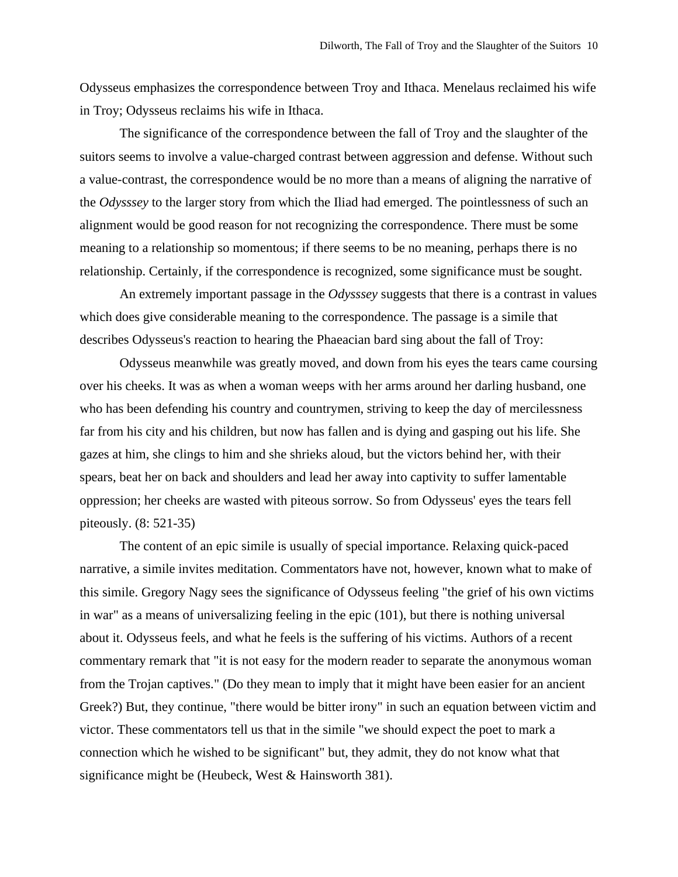Odysseus emphasizes the correspondence between Troy and Ithaca. Menelaus reclaimed his wife in Troy; Odysseus reclaims his wife in Ithaca.

The significance of the correspondence between the fall of Troy and the slaughter of the suitors seems to involve a value-charged contrast between aggression and defense. Without such a value-contrast, the correspondence would be no more than a means of aligning the narrative of the *Odysssey* to the larger story from which the Iliad had emerged. The pointlessness of such an alignment would be good reason for not recognizing the correspondence. There must be some meaning to a relationship so momentous; if there seems to be no meaning, perhaps there is no relationship. Certainly, if the correspondence is recognized, some significance must be sought.

An extremely important passage in the *Odysssey* suggests that there is a contrast in values which does give considerable meaning to the correspondence. The passage is a simile that describes Odysseus's reaction to hearing the Phaeacian bard sing about the fall of Troy:

> Odysseus meanwhile was greatly moved, and down from his eyes the tears came coursing over his cheeks. It was as when a woman weeps with her arms around her darling husband, one who has been defending his country and countrymen, striving to keep the day of mercilessness far from his city and his children, but now has fallen and is dying and gasping out his life. She gazes at him, she clings to him and she shrieks aloud, but the victors behind her, with their spears, beat her on back and shoulders and lead her away into captivity to suffer lamentable oppression; her cheeks are wasted with piteous sorrow. So from Odysseus' eyes the tears fell piteously. (8: 521-35)

The content of an epic simile is usually of special importance. Relaxing quick-paced narrative, a simile invites meditation. Commentators have not, however, known what to make of this simile. Gregory Nagy sees the significance of Odysseus feeling "the grief of his own victims in war" as a means of universalizing feeling in the epic (101), but there is nothing universal about it. Odysseus feels, and what he feels is the suffering of his victims. Authors of a recent commentary remark that "it is not easy for the modern reader to separate the anonymous woman from the Trojan captives." (Do they mean to imply that it might have been easier for an ancient Greek?) But, they continue, "there would be bitter irony" in such an equation between victim and victor. These commentators tell us that in the simile "we should expect the poet to mark a connection which he wished to be significant" but, they admit, they do not know what that significance might be (Heubeck, West & Hainsworth 381).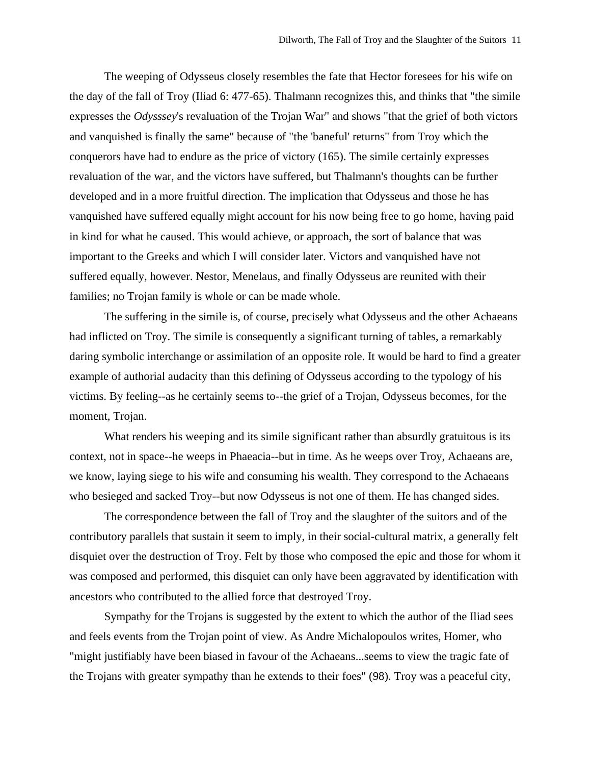The weeping of Odysseus closely resembles the fate that Hector foresees for his wife on the day of the fall of Troy (Iliad 6: 477-65). Thalmann recognizes this, and thinks that "the simile expresses the *Odysssey*'s revaluation of the Trojan War" and shows "that the grief of both victors and vanquished is finally the same" because of "the 'baneful' returns" from Troy which the conquerors have had to endure as the price of victory (165). The simile certainly expresses revaluation of the war, and the victors have suffered, but Thalmann's thoughts can be further developed and in a more fruitful direction. The implication that Odysseus and those he has vanquished have suffered equally might account for his now being free to go home, having paid in kind for what he caused. This would achieve, or approach, the sort of balance that was important to the Greeks and which I will consider later. Victors and vanquished have not suffered equally, however. Nestor, Menelaus, and finally Odysseus are reunited with their families; no Trojan family is whole or can be made whole.

The suffering in the simile is, of course, precisely what Odysseus and the other Achaeans had inflicted on Troy. The simile is consequently a significant turning of tables, a remarkably daring symbolic interchange or assimilation of an opposite role. It would be hard to find a greater example of authorial audacity than this defining of Odysseus according to the typology of his victims. By feeling--as he certainly seems to--the grief of a Trojan, Odysseus becomes, for the moment, Trojan.

What renders his weeping and its simile significant rather than absurdly gratuitous is its context, not in space--he weeps in Phaeacia--but in time. As he weeps over Troy, Achaeans are, we know, laying siege to his wife and consuming his wealth. They correspond to the Achaeans who besieged and sacked Troy--but now Odysseus is not one of them. He has changed sides.

The correspondence between the fall of Troy and the slaughter of the suitors and of the contributory parallels that sustain it seem to imply, in their social-cultural matrix, a generally felt disquiet over the destruction of Troy. Felt by those who composed the epic and those for whom it was composed and performed, this disquiet can only have been aggravated by identification with ancestors who contributed to the allied force that destroyed Troy.

Sympathy for the Trojans is suggested by the extent to which the author of the Iliad sees and feels events from the Trojan point of view. As Andre Michalopoulos writes, Homer, who "might justifiably have been biased in favour of the Achaeans...seems to view the tragic fate of the Trojans with greater sympathy than he extends to their foes" (98). Troy was a peaceful city,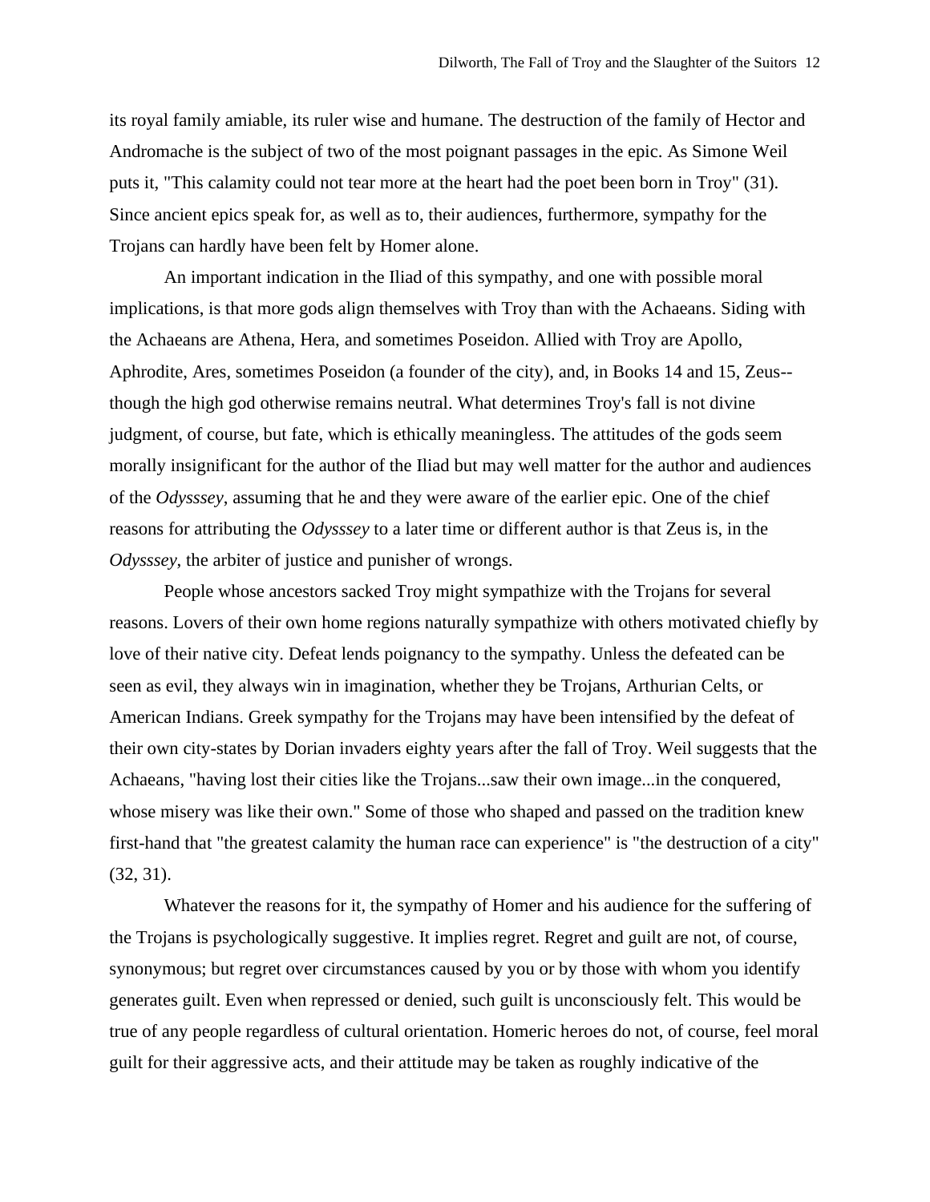its royal family amiable, its ruler wise and humane. The destruction of the family of Hector and Andromache is the subject of two of the most poignant passages in the epic. As Simone Weil puts it, "This calamity could not tear more at the heart had the poet been born in Troy" (31). Since ancient epics speak for, as well as to, their audiences, furthermore, sympathy for the Trojans can hardly have been felt by Homer alone.

An important indication in the Iliad of this sympathy, and one with possible moral implications, is that more gods align themselves with Troy than with the Achaeans. Siding with the Achaeans are Athena, Hera, and sometimes Poseidon. Allied with Troy are Apollo, Aphrodite, Ares, sometimes Poseidon (a founder of the city), and, in Books 14 and 15, Zeus--though the high god otherwise remains neutral. What determines Troy's fall is not divine judgment, of course, but fate, which is ethically meaningless. The attitudes of the gods seem morally insignificant for the author of the Iliad but may well matter for the author and audiences of the *Odysssey*, assuming that he and they were aware of the earlier epic. One of the chief reasons for attributing the *Odysssey* to a later time or different author is that Zeus is, in the *Odysssey*, the arbiter of justice and punisher of wrongs.

People whose ancestors sacked Troy might sympathize with the Trojans for several reasons. Lovers of their own home regions naturally sympathize with others motivated chiefly by love of their native city. Defeat lends poignancy to the sympathy. Unless the defeated can be seen as evil, they always win in imagination, whether they be Trojans, Arthurian Celts, or American Indians. Greek sympathy for the Trojans may have been intensified by the defeat of their own city-states by Dorian invaders eighty years after the fall of Troy. Weil suggests that the Achaeans, "having lost their cities like the Trojans...saw their own image...in the conquered, whose misery was like their own." Some of those who shaped and passed on the tradition knew first-hand that "the greatest calamity the human race can experience" is "the destruction of a city" (32, 31).

Whatever the reasons for it, the sympathy of Homer and his audience for the suffering of the Trojans is psychologically suggestive. It implies regret. Regret and guilt are not, of course, synonymous; but regret over circumstances caused by you or by those with whom you identify generates guilt. Even when repressed or denied, such guilt is unconsciously felt. This would be true of any people regardless of cultural orientation. Homeric heroes do not, of course, feel moral guilt for their aggressive acts, and their attitude may be taken as roughly indicative of the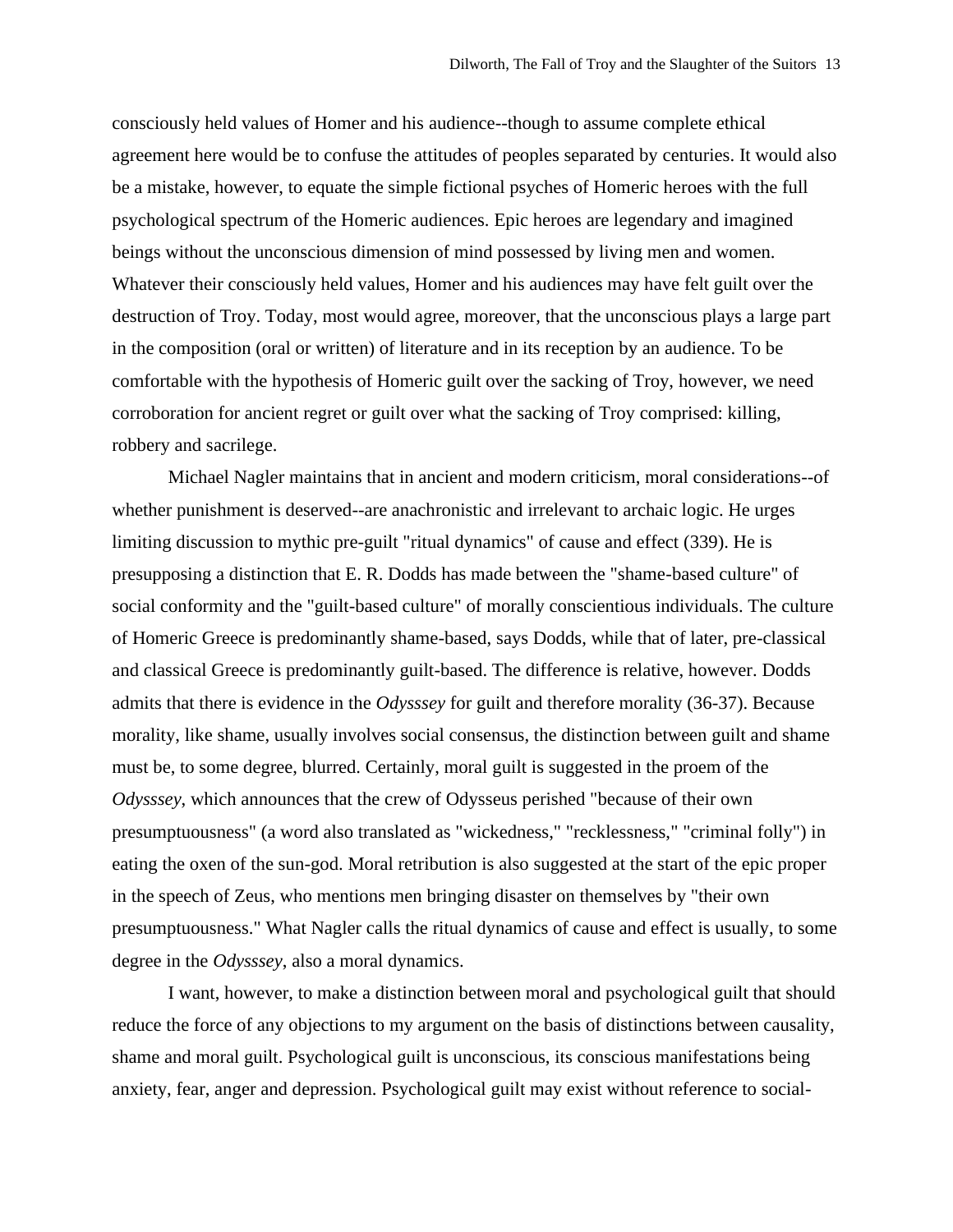consciously held values of Homer and his audience--though to assume complete ethical agreement here would be to confuse the attitudes of peoples separated by centuries. It would also be a mistake, however, to equate the simple fictional psyches of Homeric heroes with the full psychological spectrum of the Homeric audiences. Epic heroes are legendary and imagined beings without the unconscious dimension of mind possessed by living men and women. Whatever their consciously held values, Homer and his audiences may have felt guilt over the destruction of Troy. Today, most would agree, moreover, that the unconscious plays a large part in the composition (oral or written) of literature and in its reception by an audience. To be comfortable with the hypothesis of Homeric guilt over the sacking of Troy, however, we need corroboration for ancient regret or guilt over what the sacking of Troy comprised: killing, robbery and sacrilege.

Michael Nagler maintains that in ancient and modern criticism, moral considerations--of whether punishment is deserved--are anachronistic and irrelevant to archaic logic. He urges limiting discussion to mythic pre-guilt "ritual dynamics" of cause and effect (339). He is presupposing a distinction that E. R. Dodds has made between the "shame-based culture" of social conformity and the "guilt-based culture" of morally conscientious individuals. The culture of Homeric Greece is predominantly shame-based, says Dodds, while that of later, pre-classical and classical Greece is predominantly guilt-based. The difference is relative, however. Dodds admits that there is evidence in the *Odysssey* for guilt and therefore morality (36-37). Because morality, like shame, usually involves social consensus, the distinction between guilt and shame must be, to some degree, blurred. Certainly, moral guilt is suggested in the proem of the *Odysssey*, which announces that the crew of Odysseus perished "because of their own presumptuousness" (a word also translated as "wickedness," "recklessness," "criminal folly") in eating the oxen of the sun-god. Moral retribution is also suggested at the start of the epic proper in the speech of Zeus, who mentions men bringing disaster on themselves by "their own presumptuousness." What Nagler calls the ritual dynamics of cause and effect is usually, to some degree in the *Odysssey*, also a moral dynamics.

I want, however, to make a distinction between moral and psychological guilt that should reduce the force of any objections to my argument on the basis of distinctions between causality, shame and moral guilt. Psychological guilt is unconscious, its conscious manifestations being anxiety, fear, anger and depression. Psychological guilt may exist without reference to social-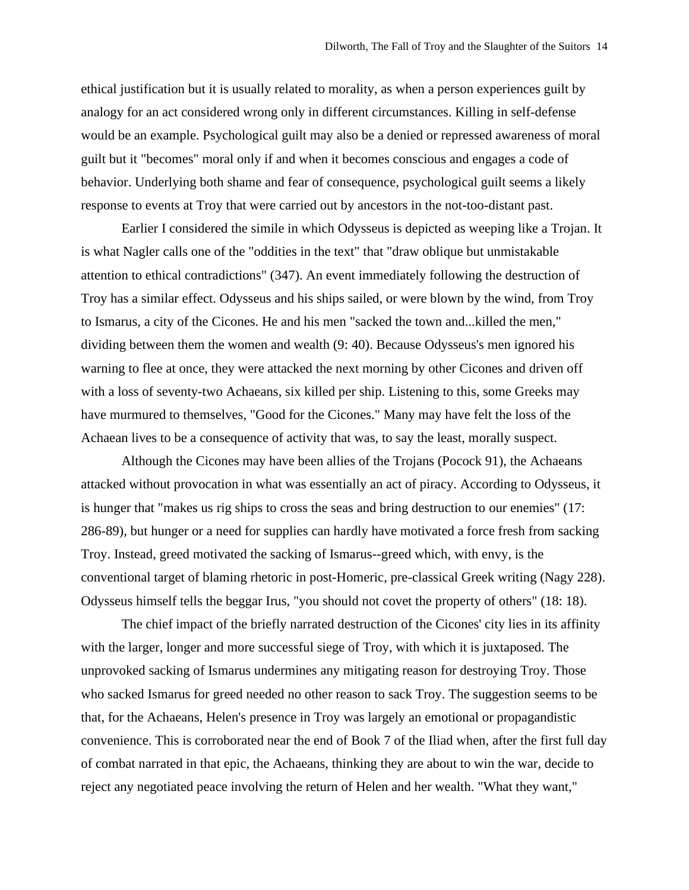ethical justification but it is usually related to morality, as when a person experiences guilt by analogy for an act considered wrong only in different circumstances. Killing in self-defense would be an example. Psychological guilt may also be a denied or repressed awareness of moral guilt but it "becomes" moral only if and when it becomes conscious and engages a code of behavior. Underlying both shame and fear of consequence, psychological guilt seems a likely response to events at Troy that were carried out by ancestors in the not-too-distant past.

Earlier I considered the simile in which Odysseus is depicted as weeping like a Trojan. It is what Nagler calls one of the "oddities in the text" that "draw oblique but unmistakable attention to ethical contradictions" (347). An event immediately following the destruction of Troy has a similar effect. Odysseus and his ships sailed, or were blown by the wind, from Troy to Ismarus, a city of the Cicones. He and his men "sacked the town and...killed the men," dividing between them the women and wealth (9: 40). Because Odysseus's men ignored his warning to flee at once, they were attacked the next morning by other Cicones and driven off with a loss of seventy-two Achaeans, six killed per ship. Listening to this, some Greeks may have murmured to themselves, "Good for the Cicones." Many may have felt the loss of the Achaean lives to be a consequence of activity that was, to say the least, morally suspect.

Although the Cicones may have been allies of the Trojans (Pocock 91), the Achaeans attacked without provocation in what was essentially an act of piracy. According to Odysseus, it is hunger that "makes us rig ships to cross the seas and bring destruction to our enemies" (17: 286-89), but hunger or a need for supplies can hardly have motivated a force fresh from sacking Troy. Instead, greed motivated the sacking of Ismarus--greed which, with envy, is the conventional target of blaming rhetoric in post-Homeric, pre-classical Greek writing (Nagy 228). Odysseus himself tells the beggar Irus, "you should not covet the property of others" (18: 18).

The chief impact of the briefly narrated destruction of the Cicones' city lies in its affinity with the larger, longer and more successful siege of Troy, with which it is juxtaposed. The unprovoked sacking of Ismarus undermines any mitigating reason for destroying Troy. Those who sacked Ismarus for greed needed no other reason to sack Troy. The suggestion seems to be that, for the Achaeans, Helen's presence in Troy was largely an emotional or propagandistic convenience. This is corroborated near the end of Book 7 of the Iliad when, after the first full day of combat narrated in that epic, the Achaeans, thinking they are about to win the war, decide to reject any negotiated peace involving the return of Helen and her wealth. "What they want,"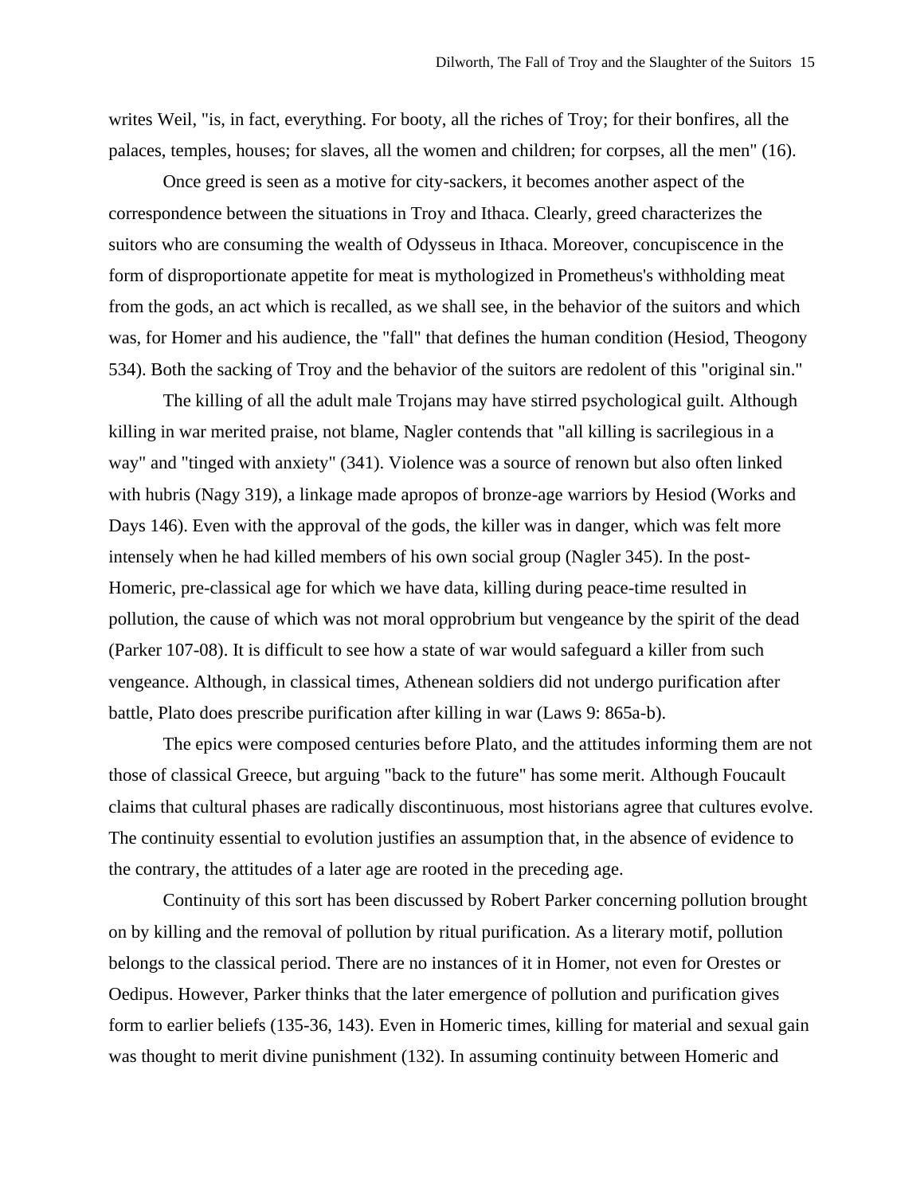writes Weil, "is, in fact, everything. For booty, all the riches of Troy; for their bonfires, all the palaces, temples, houses; for slaves, all the women and children; for corpses, all the men" (16).

Once greed is seen as a motive for city-sackers, it becomes another aspect of the correspondence between the situations in Troy and Ithaca. Clearly, greed characterizes the suitors who are consuming the wealth of Odysseus in Ithaca. Moreover, concupiscence in the form of disproportionate appetite for meat is mythologized in Prometheus's withholding meat from the gods, an act which is recalled, as we shall see, in the behavior of the suitors and which was, for Homer and his audience, the "fall" that defines the human condition (Hesiod, Theogony 534). Both the sacking of Troy and the behavior of the suitors are redolent of this "original sin."

The killing of all the adult male Trojans may have stirred psychological guilt. Although killing in war merited praise, not blame, Nagler contends that "all killing is sacrilegious in a way" and "tinged with anxiety" (341). Violence was a source of renown but also often linked with hubris (Nagy 319), a linkage made apropos of bronze-age warriors by Hesiod (Works and Days 146). Even with the approval of the gods, the killer was in danger, which was felt more intensely when he had killed members of his own social group (Nagler 345). In the post-Homeric, pre-classical age for which we have data, killing during peace-time resulted in pollution, the cause of which was not moral opprobrium but vengeance by the spirit of the dead (Parker 107-08). It is difficult to see how a state of war would safeguard a killer from such vengeance. Although, in classical times, Athenean soldiers did not undergo purification after battle, Plato does prescribe purification after killing in war (Laws 9: 865a-b).

The epics were composed centuries before Plato, and the attitudes informing them are not those of classical Greece, but arguing "back to the future" has some merit. Although Foucault claims that cultural phases are radically discontinuous, most historians agree that cultures evolve. The continuity essential to evolution justifies an assumption that, in the absence of evidence to the contrary, the attitudes of a later age are rooted in the preceding age.

Continuity of this sort has been discussed by Robert Parker concerning pollution brought on by killing and the removal of pollution by ritual purification. As a literary motif, pollution belongs to the classical period. There are no instances of it in Homer, not even for Orestes or Oedipus. However, Parker thinks that the later emergence of pollution and purification gives form to earlier beliefs (135-36, 143). Even in Homeric times, killing for material and sexual gain was thought to merit divine punishment (132). In assuming continuity between Homeric and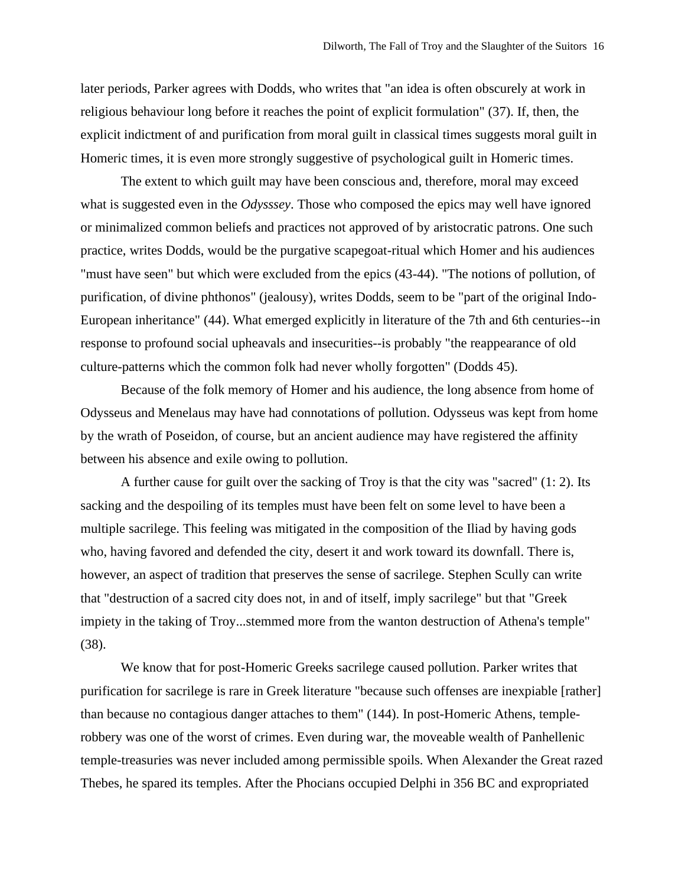later periods, Parker agrees with Dodds, who writes that "an idea is often obscurely at work in religious behaviour long before it reaches the point of explicit formulation" (37). If, then, the explicit indictment of and purification from moral guilt in classical times suggests moral guilt in Homeric times, it is even more strongly suggestive of psychological guilt in Homeric times.

The extent to which guilt may have been conscious and, therefore, moral may exceed what is suggested even in the *Odysssey*. Those who composed the epics may well have ignored or minimalized common beliefs and practices not approved of by aristocratic patrons. One such practice, writes Dodds, would be the purgative scapegoat-ritual which Homer and his audiences "must have seen" but which were excluded from the epics (43-44). "The notions of pollution, of purification, of divine phthonos" (jealousy), writes Dodds, seem to be "part of the original Indo-European inheritance" (44). What emerged explicitly in literature of the 7th and 6th centuries--in response to profound social upheavals and insecurities--is probably "the reappearance of old culture-patterns which the common folk had never wholly forgotten" (Dodds 45).

Because of the folk memory of Homer and his audience, the long absence from home of Odysseus and Menelaus may have had connotations of pollution. Odysseus was kept from home by the wrath of Poseidon, of course, but an ancient audience may have registered the affinity between his absence and exile owing to pollution.

A further cause for guilt over the sacking of Troy is that the city was "sacred" (1: 2). Its sacking and the despoiling of its temples must have been felt on some level to have been a multiple sacrilege. This feeling was mitigated in the composition of the Iliad by having gods who, having favored and defended the city, desert it and work toward its downfall. There is, however, an aspect of tradition that preserves the sense of sacrilege. Stephen Scully can write that "destruction of a sacred city does not, in and of itself, imply sacrilege" but that "Greek impiety in the taking of Troy...stemmed more from the wanton destruction of Athena's temple" (38).

We know that for post-Homeric Greeks sacrilege caused pollution. Parker writes that purification for sacrilege is rare in Greek literature "because such offenses are inexpiable [rather] than because no contagious danger attaches to them" (144). In post-Homeric Athens, temple-robbery was one of the worst of crimes. Even during war, the moveable wealth of Panhellenic temple-treasuries was never included among permissible spoils. When Alexander the Great razed Thebes, he spared its temples. After the Phocians occupied Delphi in 356 BC and expropriated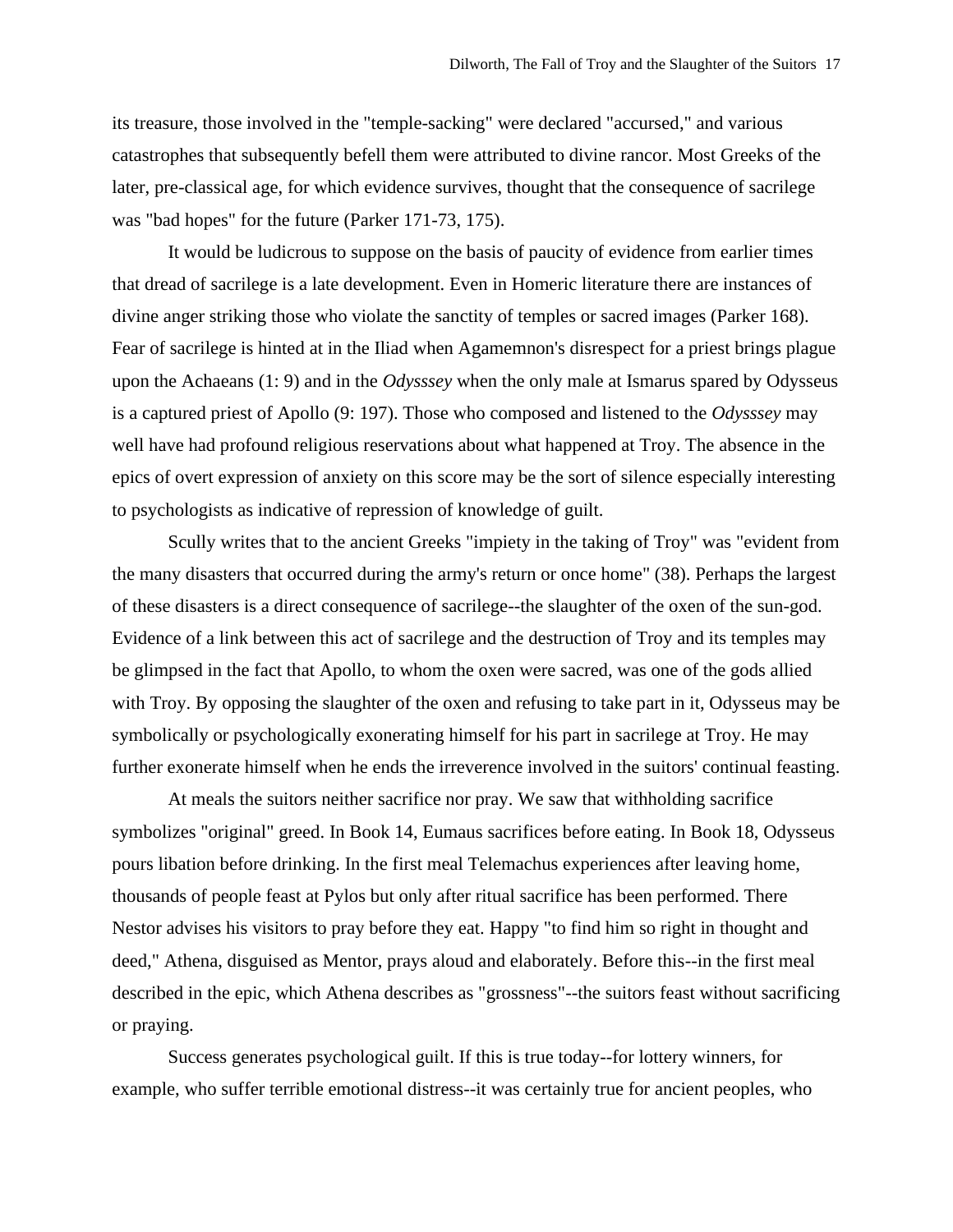its treasure, those involved in the "temple-sacking" were declared "accursed," and various catastrophes that subsequently befell them were attributed to divine rancor. Most Greeks of the later, pre-classical age, for which evidence survives, thought that the consequence of sacrilege was "bad hopes" for the future (Parker 171-73, 175).

It would be ludicrous to suppose on the basis of paucity of evidence from earlier times that dread of sacrilege is a late development. Even in Homeric literature there are instances of divine anger striking those who violate the sanctity of temples or sacred images (Parker 168). Fear of sacrilege is hinted at in the Iliad when Agamemnon's disrespect for a priest brings plague upon the Achaeans (1: 9) and in the *Odysssey* when the only male at Ismarus spared by Odysseus is a captured priest of Apollo (9: 197). Those who composed and listened to the *Odysssey* may well have had profound religious reservations about what happened at Troy. The absence in the epics of overt expression of anxiety on this score may be the sort of silence especially interesting to psychologists as indicative of repression of knowledge of guilt.

Scully writes that to the ancient Greeks "impiety in the taking of Troy" was "evident from the many disasters that occurred during the army's return or once home" (38). Perhaps the largest of these disasters is a direct consequence of sacrilege--the slaughter of the oxen of the sun-god. Evidence of a link between this act of sacrilege and the destruction of Troy and its temples may be glimpsed in the fact that Apollo, to whom the oxen were sacred, was one of the gods allied with Troy. By opposing the slaughter of the oxen and refusing to take part in it, Odysseus may be symbolically or psychologically exonerating himself for his part in sacrilege at Troy. He may further exonerate himself when he ends the irreverence involved in the suitors' continual feasting.

At meals the suitors neither sacrifice nor pray. We saw that withholding sacrifice symbolizes "original" greed. In Book 14, Eumaus sacrifices before eating. In Book 18, Odysseus pours libation before drinking. In the first meal Telemachus experiences after leaving home, thousands of people feast at Pylos but only after ritual sacrifice has been performed. There Nestor advises his visitors to pray before they eat. Happy "to find him so right in thought and deed," Athena, disguised as Mentor, prays aloud and elaborately. Before this--in the first meal described in the epic, which Athena describes as "grossness"--the suitors feast without sacrificing or praying.

Success generates psychological guilt. If this is true today--for lottery winners, for example, who suffer terrible emotional distress--it was certainly true for ancient peoples, who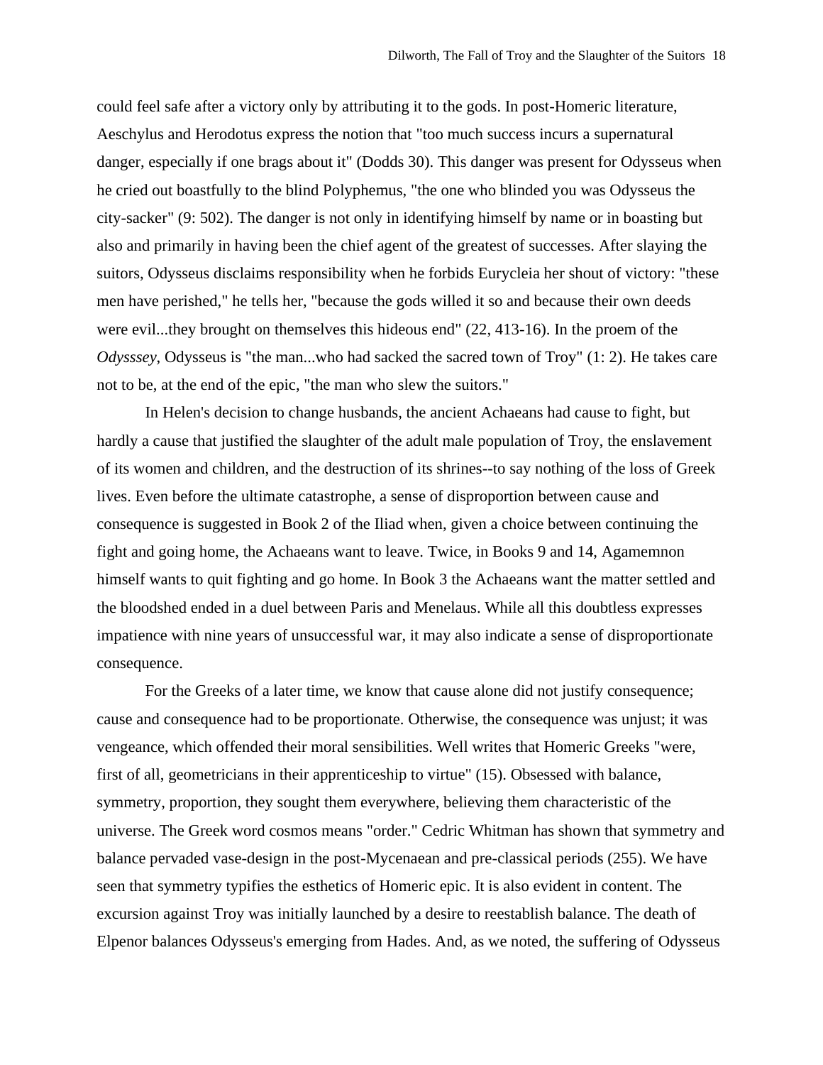could feel safe after a victory only by attributing it to the gods. In post-Homeric literature, Aeschylus and Herodotus express the notion that "too much success incurs a supernatural danger, especially if one brags about it" (Dodds 30). This danger was present for Odysseus when he cried out boastfully to the blind Polyphemus, "the one who blinded you was Odysseus the city-sacker" (9: 502). The danger is not only in identifying himself by name or in boasting but also and primarily in having been the chief agent of the greatest of successes. After slaying the suitors, Odysseus disclaims responsibility when he forbids Eurycleia her shout of victory: "these men have perished," he tells her, "because the gods willed it so and because their own deeds were evil...they brought on themselves this hideous end" (22, 413-16). In the proem of the *Odysssey*, Odysseus is "the man...who had sacked the sacred town of Troy" (1: 2). He takes care not to be, at the end of the epic, "the man who slew the suitors."

In Helen's decision to change husbands, the ancient Achaeans had cause to fight, but hardly a cause that justified the slaughter of the adult male population of Troy, the enslavement of its women and children, and the destruction of its shrines--to say nothing of the loss of Greek lives. Even before the ultimate catastrophe, a sense of disproportion between cause and consequence is suggested in Book 2 of the Iliad when, given a choice between continuing the fight and going home, the Achaeans want to leave. Twice, in Books 9 and 14, Agamemnon himself wants to quit fighting and go home. In Book 3 the Achaeans want the matter settled and the bloodshed ended in a duel between Paris and Menelaus. While all this doubtless expresses impatience with nine years of unsuccessful war, it may also indicate a sense of disproportionate consequence.

For the Greeks of a later time, we know that cause alone did not justify consequence; cause and consequence had to be proportionate. Otherwise, the consequence was unjust; it was vengeance, which offended their moral sensibilities. Well writes that Homeric Greeks "were, first of all, geometricians in their apprenticeship to virtue" (15). Obsessed with balance, symmetry, proportion, they sought them everywhere, believing them characteristic of the universe. The Greek word cosmos means "order." Cedric Whitman has shown that symmetry and balance pervaded vase-design in the post-Mycenaean and pre-classical periods (255). We have seen that symmetry typifies the esthetics of Homeric epic. It is also evident in content. The excursion against Troy was initially launched by a desire to reestablish balance. The death of Elpenor balances Odysseus's emerging from Hades. And, as we noted, the suffering of Odysseus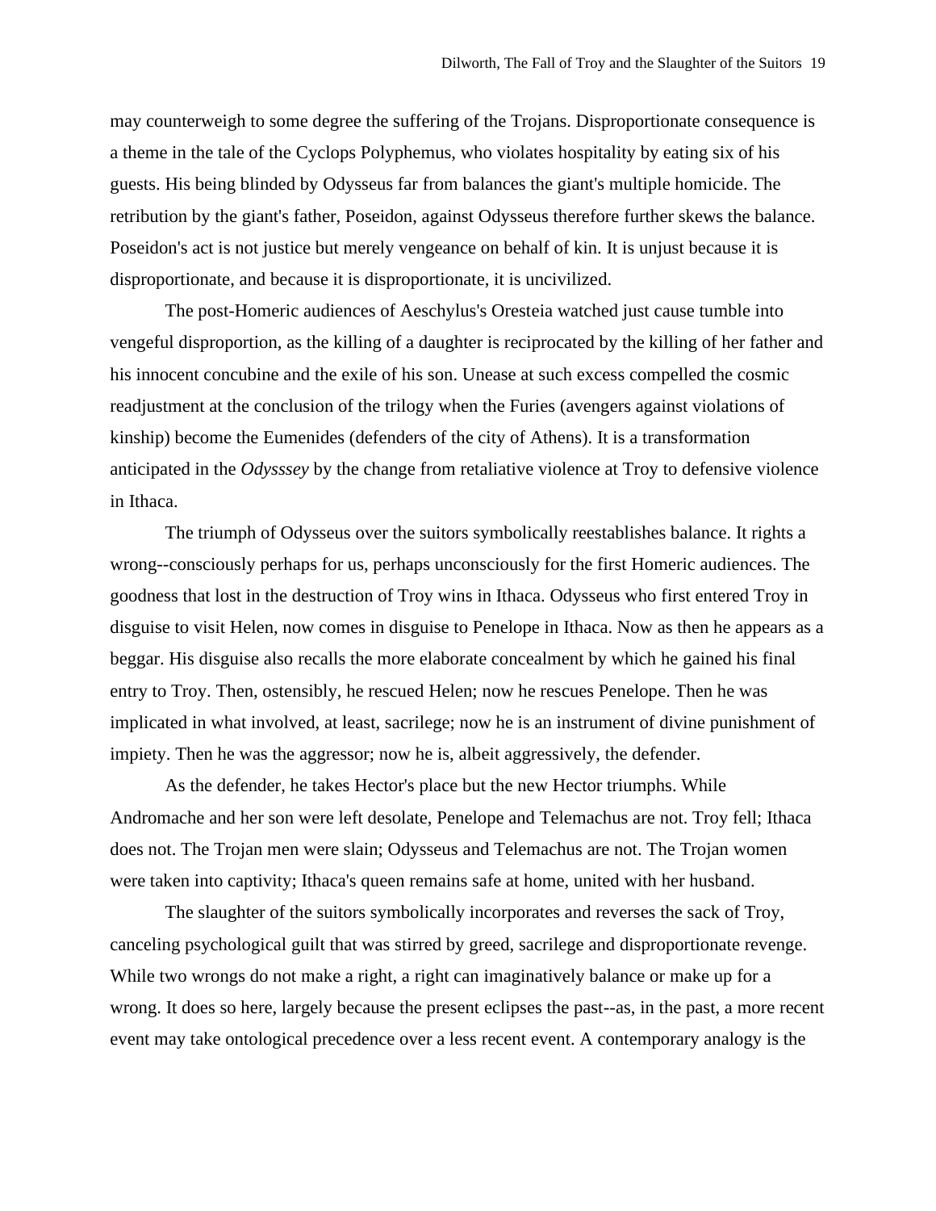may counterweigh to some degree the suffering of the Trojans. Disproportionate consequence is a theme in the tale of the Cyclops Polyphemus, who violates hospitality by eating six of his guests. His being blinded by Odysseus far from balances the giant's multiple homicide. The retribution by the giant's father, Poseidon, against Odysseus therefore further skews the balance. Poseidon's act is not justice but merely vengeance on behalf of kin. It is unjust because it is disproportionate, and because it is disproportionate, it is uncivilized.

The post-Homeric audiences of Aeschylus's Oresteia watched just cause tumble into vengeful disproportion, as the killing of a daughter is reciprocated by the killing of her father and his innocent concubine and the exile of his son. Unease at such excess compelled the cosmic readjustment at the conclusion of the trilogy when the Furies (avengers against violations of kinship) become the Eumenides (defenders of the city of Athens). It is a transformation anticipated in the *Odysssey* by the change from retaliative violence at Troy to defensive violence in Ithaca.

The triumph of Odysseus over the suitors symbolically reestablishes balance. It rights a wrong--consciously perhaps for us, perhaps unconsciously for the first Homeric audiences. The goodness that lost in the destruction of Troy wins in Ithaca. Odysseus who first entered Troy in disguise to visit Helen, now comes in disguise to Penelope in Ithaca. Now as then he appears as a beggar. His disguise also recalls the more elaborate concealment by which he gained his final entry to Troy. Then, ostensibly, he rescued Helen; now he rescues Penelope. Then he was implicated in what involved, at least, sacrilege; now he is an instrument of divine punishment of impiety. Then he was the aggressor; now he is, albeit aggressively, the defender.

As the defender, he takes Hector's place but the new Hector triumphs. While Andromache and her son were left desolate, Penelope and Telemachus are not. Troy fell; Ithaca does not. The Trojan men were slain; Odysseus and Telemachus are not. The Trojan women were taken into captivity; Ithaca's queen remains safe at home, united with her husband.

The slaughter of the suitors symbolically incorporates and reverses the sack of Troy, canceling psychological guilt that was stirred by greed, sacrilege and disproportionate revenge. While two wrongs do not make a right, a right can imaginatively balance or make up for a wrong. It does so here, largely because the present eclipses the past--as, in the past, a more recent event may take ontological precedence over a less recent event. A contemporary analogy is the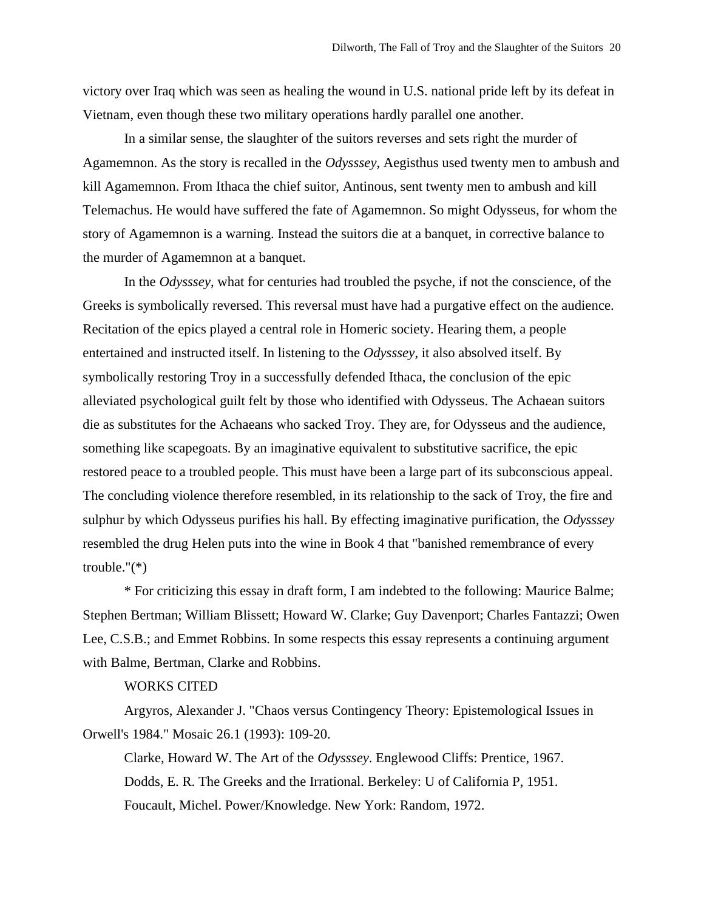victory over Iraq which was seen as healing the wound in U.S. national pride left by its defeat in Vietnam, even though these two military operations hardly parallel one another.

In a similar sense, the slaughter of the suitors reverses and sets right the murder of Agamemnon. As the story is recalled in the *Odysssey*, Aegisthus used twenty men to ambush and kill Agamemnon. From Ithaca the chief suitor, Antinous, sent twenty men to ambush and kill Telemachus. He would have suffered the fate of Agamemnon. So might Odysseus, for whom the story of Agamemnon is a warning. Instead the suitors die at a banquet, in corrective balance to the murder of Agamemnon at a banquet.

In the *Odysssey*, what for centuries had troubled the psyche, if not the conscience, of the Greeks is symbolically reversed. This reversal must have had a purgative effect on the audience. Recitation of the epics played a central role in Homeric society. Hearing them, a people entertained and instructed itself. In listening to the *Odysssey*, it also absolved itself. By symbolically restoring Troy in a successfully defended Ithaca, the conclusion of the epic alleviated psychological guilt felt by those who identified with Odysseus. The Achaean suitors die as substitutes for the Achaeans who sacked Troy. They are, for Odysseus and the audience, something like scapegoats. By an imaginative equivalent to substitutive sacrifice, the epic restored peace to a troubled people. This must have been a large part of its subconscious appeal. The concluding violence therefore resembled, in its relationship to the sack of Troy, the fire and sulphur by which Odysseus purifies his hall. By effecting imaginative purification, the *Odysssey* resembled the drug Helen puts into the wine in Book 4 that "banished remembrance of every trouble."(*)

* For criticizing this essay in draft form, I am indebted to the following: Maurice Balme; Stephen Bertman; William Blissett; Howard W. Clarke; Guy Davenport; Charles Fantazzi; Owen Lee, C.S.B.; and Emmet Robbins. In some respects this essay represents a continuing argument with Balme, Bertman, Clarke and Robbins.

WORKS CITED

Argyros, Alexander J. "Chaos versus Contingency Theory: Epistemological Issues in Orwell's 1984." Mosaic 26.1 (1993): 109-20.

Clarke, Howard W. The Art of the *Odysssey*. Englewood Cliffs: Prentice, 1967.

Dodds, E. R. The Greeks and the Irrational. Berkeley: U of California P, 1951.

Foucault, Michel. Power/Knowledge. New York: Random, 1972.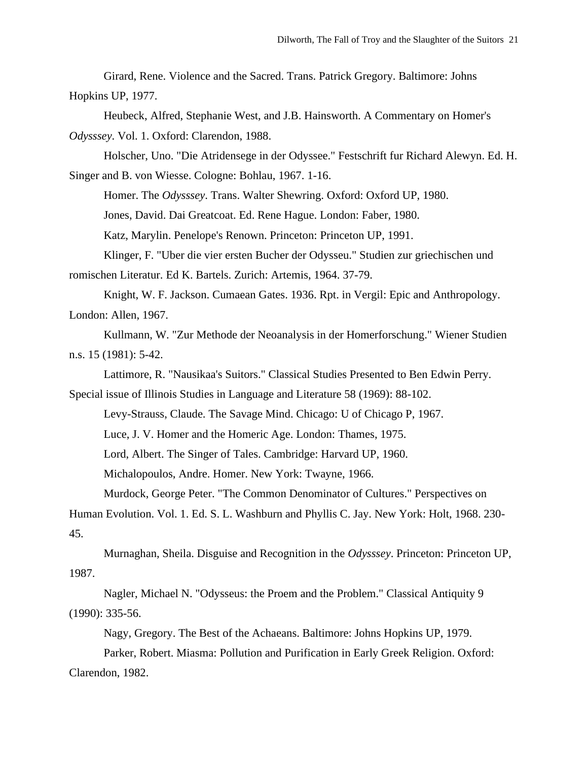Girard, Rene. Violence and the Sacred. Trans. Patrick Gregory. Baltimore: Johns Hopkins UP, 1977.

Heubeck, Alfred, Stephanie West, and J.B. Hainsworth. A Commentary on Homer's *Odysssey*. Vol. 1. Oxford: Clarendon, 1988.

Holscher, Uno. "Die Atridensege in der Odyssee." Festschrift fur Richard Alewyn. Ed. H. Singer and B. von Wiesse. Cologne: Bohlau, 1967. 1-16.

Homer. The *Odysssey*. Trans. Walter Shewring. Oxford: Oxford UP, 1980.

Jones, David. Dai Greatcoat. Ed. Rene Hague. London: Faber, 1980.

Katz, Marylin. Penelope's Renown. Princeton: Princeton UP, 1991.

Klinger, F. "Uber die vier ersten Bucher der Odysseu." Studien zur griechischen und romischen Literatur. Ed K. Bartels. Zurich: Artemis, 1964. 37-79.

Knight, W. F. Jackson. Cumaean Gates. 1936. Rpt. in Vergil: Epic and Anthropology. London: Allen, 1967.

Kullmann, W. "Zur Methode der Neoanalysis in der Homerforschung." Wiener Studien n.s. 15 (1981): 5-42.

Lattimore, R. "Nausikaa's Suitors." Classical Studies Presented to Ben Edwin Perry. Special issue of Illinois Studies in Language and Literature 58 (1969): 88-102.

Levy-Strauss, Claude. The Savage Mind. Chicago: U of Chicago P, 1967.

Luce, J. V. Homer and the Homeric Age. London: Thames, 1975.

Lord, Albert. The Singer of Tales. Cambridge: Harvard UP, 1960.

Michalopoulos, Andre. Homer. New York: Twayne, 1966.

Murdock, George Peter. "The Common Denominator of Cultures." Perspectives on Human Evolution. Vol. 1. Ed. S. L. Washburn and Phyllis C. Jay. New York: Holt, 1968. 230-45.

Murnaghan, Sheila. Disguise and Recognition in the *Odysssey*. Princeton: Princeton UP, 1987.

Nagler, Michael N. "Odysseus: the Proem and the Problem." Classical Antiquity 9 (1990): 335-56.

Nagy, Gregory. The Best of the Achaeans. Baltimore: Johns Hopkins UP, 1979.

Parker, Robert. Miasma: Pollution and Purification in Early Greek Religion. Oxford: Clarendon, 1982.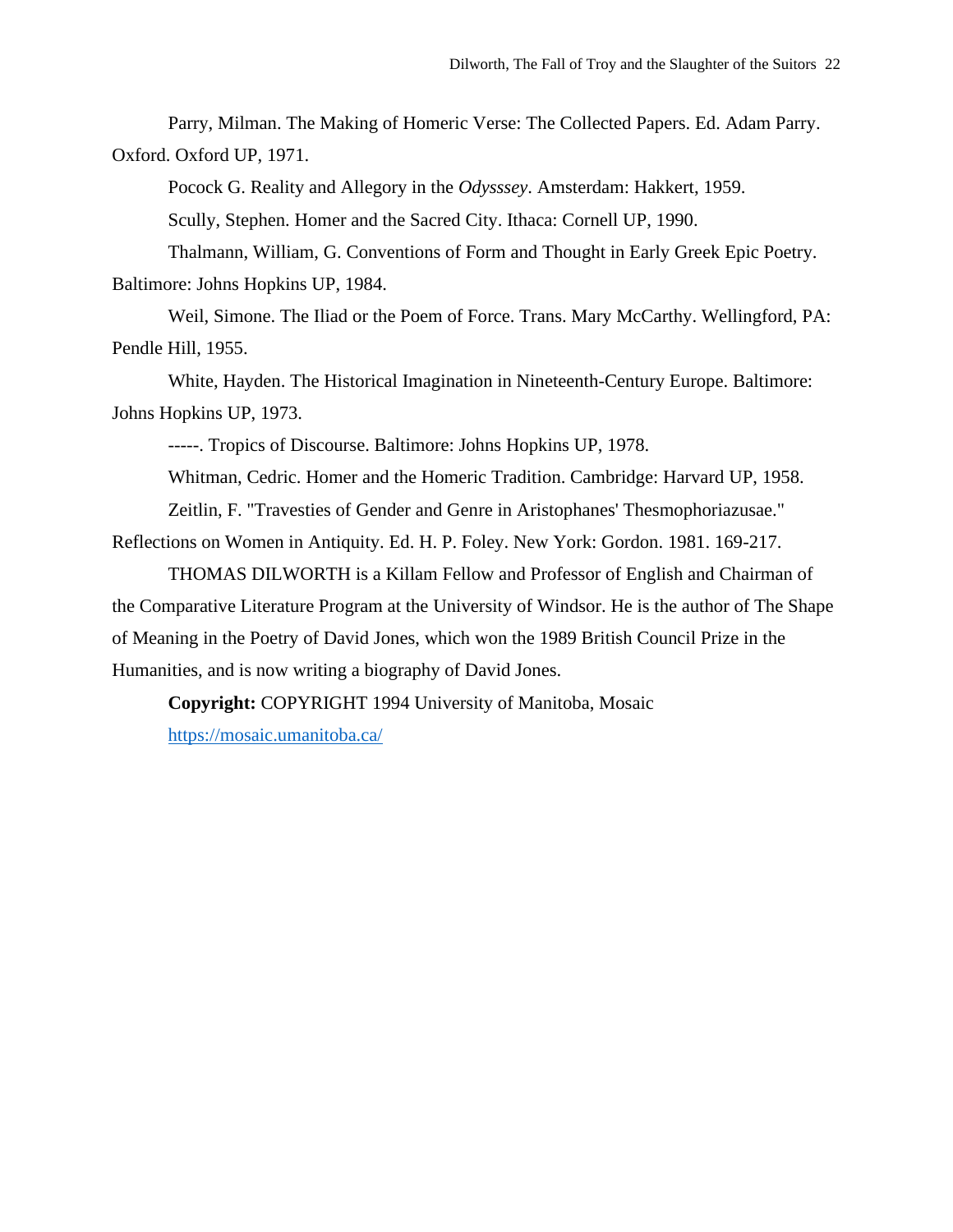Parry, Milman. The Making of Homeric Verse: The Collected Papers. Ed. Adam Parry. Oxford. Oxford UP, 1971.

Pocock G. Reality and Allegory in the *Odysssey*. Amsterdam: Hakkert, 1959.

Scully, Stephen. Homer and the Sacred City. Ithaca: Cornell UP, 1990.

Thalmann, William, G. Conventions of Form and Thought in Early Greek Epic Poetry. Baltimore: Johns Hopkins UP, 1984.

Weil, Simone. The Iliad or the Poem of Force. Trans. Mary McCarthy. Wellingford, PA: Pendle Hill, 1955.

White, Hayden. The Historical Imagination in Nineteenth-Century Europe. Baltimore: Johns Hopkins UP, 1973.

-----. Tropics of Discourse. Baltimore: Johns Hopkins UP, 1978.

Whitman, Cedric. Homer and the Homeric Tradition. Cambridge: Harvard UP, 1958.

Zeitlin, F. "Travesties of Gender and Genre in Aristophanes' Thesmophoriazusae." Reflections on Women in Antiquity. Ed. H. P. Foley. New York: Gordon. 1981. 169-217.

THOMAS DILWORTH is a Killam Fellow and Professor of English and Chairman of the Comparative Literature Program at the University of Windsor. He is the author of The Shape of Meaning in the Poetry of David Jones, which won the 1989 British Council Prize in the Humanities, and is now writing a biography of David Jones.

**Copyright:** COPYRIGHT 1994 University of Manitoba, Mosaic

https://mosaic.umanitoba.ca/